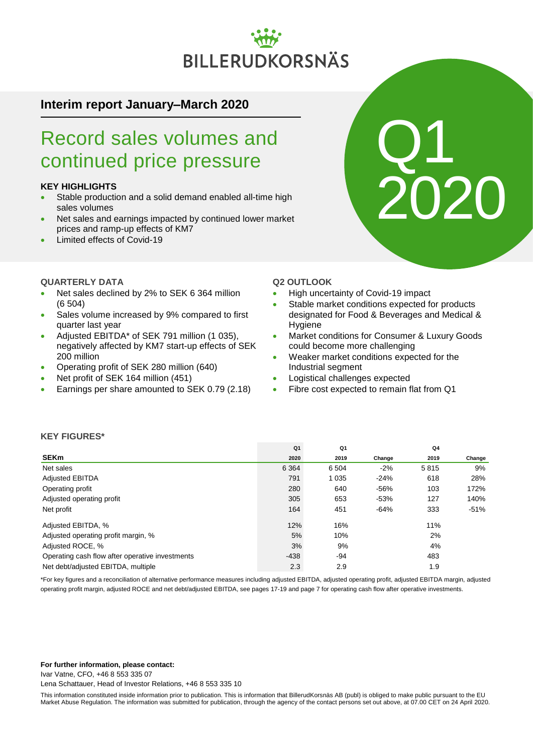BILLERUDKORSNÄS

## Interim report January–March 2020

# Record sales volumes and continued price pressure

Q1 2020

### KEY HIGHLIGHTS

- Stable production and a solid demand enabled all-time high sales volumes
- Net sales and earnings impacted by continued lower market prices and ramp-up effects of KM7
- Limited effects of Covid-19

### QUARTERLY DATA

- Net sales declined by 2% to SEK 6 364 million (6 504)
- Sales volume increased by 9% compared to first quarter last year
- Adjusted EBITDA* of SEK 791 million (1 035), negatively affected by KM7 start-up effects of SEK 200 million
- Operating profit of SEK 280 million (640)
- Net profit of SEK 164 million (451)
- Earnings per share amounted to SEK 0.79 (2.18)

### Q2 OUTLOOK

- High uncertainty of Covid-19 impact
- Stable market conditions expected for products designated for Food & Beverages and Medical & Hygiene
- Market conditions for Consumer & Luxury Goods could become more challenging
- Weaker market conditions expected for the Industrial segment
- Logistical challenges expected
- Fibre cost expected to remain flat from Q1

### KEY FIGURES*

| SEKm | Q1 2020 | Q1 2019 | Change | Q4 2019 | Change |
|---|---|---|---|---|---|
| Net sales | 6 364 | 6 504 | -2% | 5 815 | 9% |
| Adjusted EBITDA | 791 | 1 035 | -24% | 618 | 28% |
| Operating profit | 280 | 640 | -56% | 103 | 172% |
| Adjusted operating profit | 305 | 653 | -53% | 127 | 140% |
| Net profit | 164 | 451 | -64% | 333 | -51% |
| Adjusted EBITDA, % | 12% | 16% | | 11% | |
| Adjusted operating profit margin, % | 5% | 10% | | 2% | |
| Adjusted ROCE, % | 3% | 9% | | 4% | |
| Operating cash flow after operative investments | -438 | -94 | | 483 | |
| Net debt/adjusted EBITDA, multiple | 2.3 | 2.9 | | 1.9 | |

*For key figures and a reconciliation of alternative performance measures including adjusted EBITDA, adjusted operating profit, adjusted EBITDA margin, adjusted operating profit margin, adjusted ROCE and net debt/adjusted EBITDA, see pages 17-19 and page 7 for operating cash flow after operative investments.

**For further information, please contact:**
Ivar Vatne, CFO, +46 8 553 335 07
Lena Schattauer, Head of Investor Relations, +46 8 553 335 10

This information constituted inside information prior to publication. This is information that BillerudKorsnäs AB (publ) is obliged to make public pursuant to the EU Market Abuse Regulation. The information was submitted for publication, through the agency of the contact persons set out above, at 07.00 CET on 24 April 2020.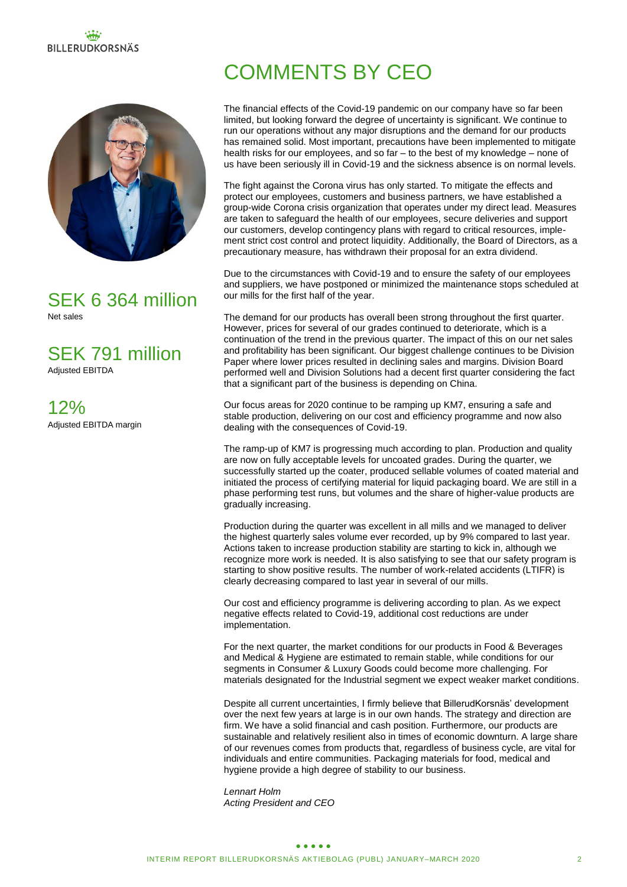# COMMENTS BY CEO

SEK 6 364 million
Net sales

SEK 791 million
Adjusted EBITDA

12%
Adjusted EBITDA margin

The financial effects of the Covid-19 pandemic on our company have so far been limited, but looking forward the degree of uncertainty is significant. We continue to run our operations without any major disruptions and the demand for our products has remained solid. Most important, precautions have been implemented to mitigate health risks for our employees, and so far – to the best of my knowledge – none of us have been seriously ill in Covid-19 and the sickness absence is on normal levels.

The fight against the Corona virus has only started. To mitigate the effects and protect our employees, customers and business partners, we have established a group-wide Corona crisis organization that operates under my direct lead. Measures are taken to safeguard the health of our employees, secure deliveries and support our customers, develop contingency plans with regard to critical resources, implement strict cost control and protect liquidity. Additionally, the Board of Directors, as a precautionary measure, has withdrawn their proposal for an extra dividend.

Due to the circumstances with Covid-19 and to ensure the safety of our employees and suppliers, we have postponed or minimized the maintenance stops scheduled at our mills for the first half of the year.

The demand for our products has overall been strong throughout the first quarter. However, prices for several of our grades continued to deteriorate, which is a continuation of the trend in the previous quarter. The impact of this on our net sales and profitability has been significant. Our biggest challenge continues to be Division Paper where lower prices resulted in declining sales and margins. Division Board performed well and Division Solutions had a decent first quarter considering the fact that a significant part of the business is depending on China.

Our focus areas for 2020 continue to be ramping up KM7, ensuring a safe and stable production, delivering on our cost and efficiency programme and now also dealing with the consequences of Covid-19.

The ramp-up of KM7 is progressing much according to plan. Production and quality are now on fully acceptable levels for uncoated grades. During the quarter, we successfully started up the coater, produced sellable volumes of coated material and initiated the process of certifying material for liquid packaging board. We are still in a phase performing test runs, but volumes and the share of higher-value products are gradually increasing.

Production during the quarter was excellent in all mills and we managed to deliver the highest quarterly sales volume ever recorded, up by 9% compared to last year. Actions taken to increase production stability are starting to kick in, although we recognize more work is needed. It is also satisfying to see that our safety program is starting to show positive results. The number of work-related accidents (LTIFR) is clearly decreasing compared to last year in several of our mills.

Our cost and efficiency programme is delivering according to plan. As we expect negative effects related to Covid-19, additional cost reductions are under implementation.

For the next quarter, the market conditions for our products in Food & Beverages and Medical & Hygiene are estimated to remain stable, while conditions for our segments in Consumer & Luxury Goods could become more challenging. For materials designated for the Industrial segment we expect weaker market conditions.

Despite all current uncertainties, I firmly believe that BillerudKorsnäs' development over the next few years at large is in our own hands. The strategy and direction are firm. We have a solid financial and cash position. Furthermore, our products are sustainable and relatively resilient also in times of economic downturn. A large share of our revenues comes from products that, regardless of business cycle, are vital for individuals and entire communities. Packaging materials for food, medical and hygiene provide a high degree of stability to our business.

*Lennart Holm*
*Acting President and CEO*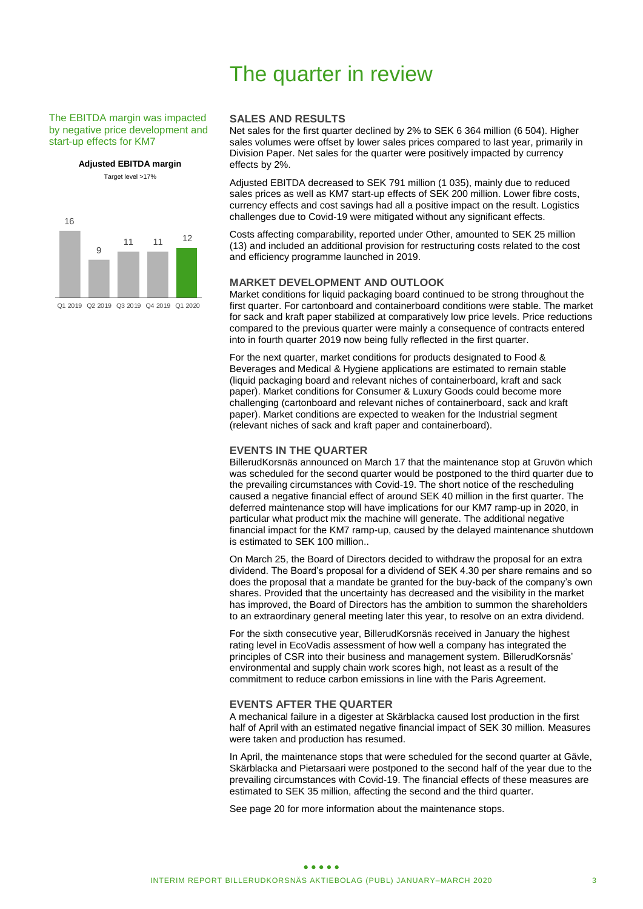# The quarter in review

The EBITDA margin was impacted by negative price development and start-up effects for KM7

**Adjusted EBITDA margin**

Target level >17%

| Q1 2019 | Q2 2019 | Q3 2019 | Q4 2019 | Q1 2020 |
|---|---|---|---|---|
| 16 | 9 | 11 | 11 | 12 |

## SALES AND RESULTS

Net sales for the first quarter declined by 2% to SEK 6 364 million (6 504). Higher sales volumes were offset by lower sales prices compared to last year, primarily in Division Paper. Net sales for the quarter were positively impacted by currency effects by 2%.

Adjusted EBITDA decreased to SEK 791 million (1 035), mainly due to reduced sales prices as well as KM7 start-up effects of SEK 200 million. Lower fibre costs, currency effects and cost savings had all a positive impact on the result. Logistics challenges due to Covid-19 were mitigated without any significant effects.

Costs affecting comparability, reported under Other, amounted to SEK 25 million (13) and included an additional provision for restructuring costs related to the cost and efficiency programme launched in 2019.

## MARKET DEVELOPMENT AND OUTLOOK

Market conditions for liquid packaging board continued to be strong throughout the first quarter. For cartonboard and containerboard conditions were stable. The market for sack and kraft paper stabilized at comparatively low price levels. Price reductions compared to the previous quarter were mainly a consequence of contracts entered into in fourth quarter 2019 now being fully reflected in the first quarter.

For the next quarter, market conditions for products designated to Food & Beverages and Medical & Hygiene applications are estimated to remain stable (liquid packaging board and relevant niches of containerboard, kraft and sack paper). Market conditions for Consumer & Luxury Goods could become more challenging (cartonboard and relevant niches of containerboard, sack and kraft paper). Market conditions are expected to weaken for the Industrial segment (relevant niches of sack and kraft paper and containerboard).

## EVENTS IN THE QUARTER

BillerudKorsnäs announced on March 17 that the maintenance stop at Gruvön which was scheduled for the second quarter would be postponed to the third quarter due to the prevailing circumstances with Covid-19. The short notice of the rescheduling caused a negative financial effect of around SEK 40 million in the first quarter. The deferred maintenance stop will have implications for our KM7 ramp-up in 2020, in particular what product mix the machine will generate. The additional negative financial impact for the KM7 ramp-up, caused by the delayed maintenance shutdown is estimated to SEK 100 million..

On March 25, the Board of Directors decided to withdraw the proposal for an extra dividend. The Board's proposal for a dividend of SEK 4.30 per share remains and so does the proposal that a mandate be granted for the buy-back of the company's own shares. Provided that the uncertainty has decreased and the visibility in the market has improved, the Board of Directors has the ambition to summon the shareholders to an extraordinary general meeting later this year, to resolve on an extra dividend.

For the sixth consecutive year, BillerudKorsnäs received in January the highest rating level in EcoVadis assessment of how well a company has integrated the principles of CSR into their business and management system. BillerudKorsnäs' environmental and supply chain work scores high, not least as a result of the commitment to reduce carbon emissions in line with the Paris Agreement.

## EVENTS AFTER THE QUARTER

A mechanical failure in a digester at Skärblacka caused lost production in the first half of April with an estimated negative financial impact of SEK 30 million. Measures were taken and production has resumed.

In April, the maintenance stops that were scheduled for the second quarter at Gävle, Skärblacka and Pietarsaari were postponed to the second half of the year due to the prevailing circumstances with Covid-19. The financial effects of these measures are estimated to SEK 35 million, affecting the second and the third quarter.

See page 20 for more information about the maintenance stops.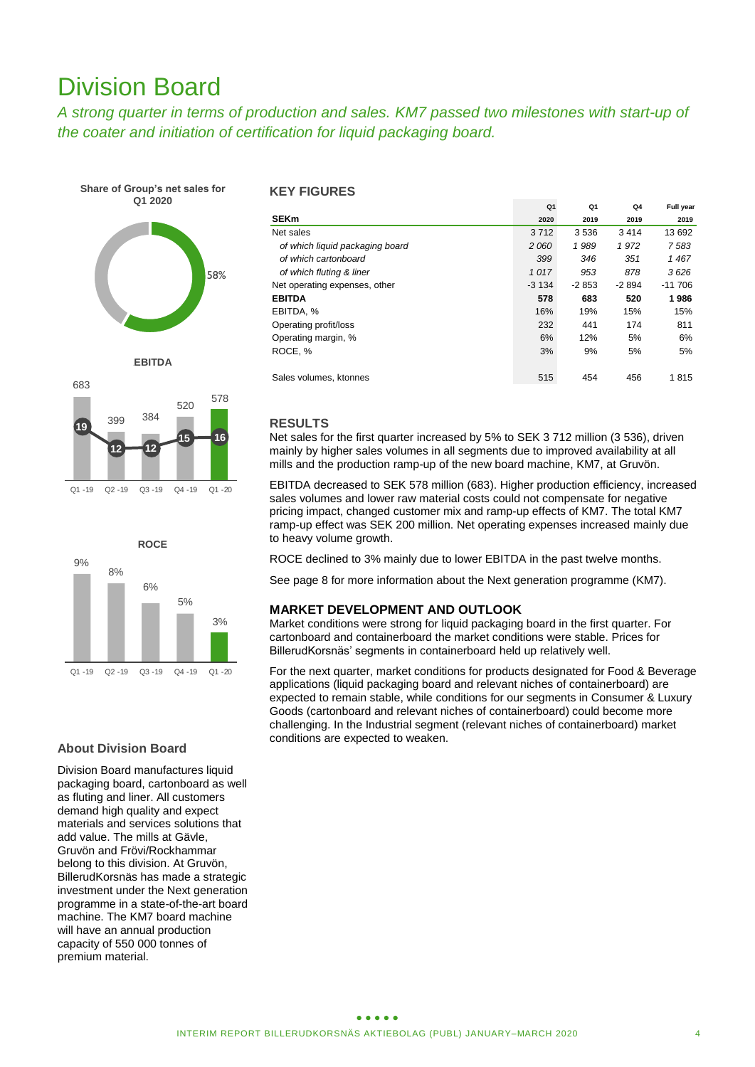# Division Board

*A strong quarter in terms of production and sales. KM7 passed two milestones with start-up of the coater and initiation of certification for liquid packaging board.*

**Share of Group's net sales for Q1 2020**

58%

**EBITDA**

| | Q1 -19 | Q2 -19 | Q3 -19 | Q4 -19 | Q1 -20 |
|---|---|---|---|---|---|
| EBITDA, SEKm | 683 | 399 | 384 | 520 | 578 |
| EBITDA, % | 19 | 12 | 12 | 15 | 16 |

**ROCE**

| Q1 -19 | Q2 -19 | Q3 -19 | Q4 -19 | Q1 -20 |
|---|---|---|---|---|
| 9% | 8% | 6% | 5% | 3% |

### About Division Board

Division Board manufactures liquid packaging board, cartonboard as well as fluting and liner. All customers demand high quality and expect materials and services solutions that add value. The mills at Gävle, Gruvön and Frövi/Rockhammar belong to this division. At Gruvön, BillerudKorsnäs has made a strategic investment under the Next generation programme in a state-of-the-art board machine. The KM7 board machine will have an annual production capacity of 550 000 tonnes of premium material.

### KEY FIGURES

| SEKm | Q1 2020 | Q1 2019 | Q4 2019 | Full year 2019 |
|---|---|---|---|---|
| Net sales | 3 712 | 3 536 | 3 414 | 13 692 |
| *of which liquid packaging board* | *2 060* | *1 989* | *1 972* | *7 583* |
| *of which cartonboard* | *399* | *346* | *351* | *1 467* |
| *of which fluting & liner* | *1 017* | *953* | *878* | *3 626* |
| Net operating expenses, other | -3 134 | -2 853 | -2 894 | -11 706 |
| **EBITDA** | **578** | **683** | **520** | **1 986** |
| EBITDA, % | 16% | 19% | 15% | 15% |
| Operating profit/loss | 232 | 441 | 174 | 811 |
| Operating margin, % | 6% | 12% | 5% | 6% |
| ROCE, % | 3% | 9% | 5% | 5% |
| Sales volumes, ktonnes | 515 | 454 | 456 | 1 815 |

### RESULTS

Net sales for the first quarter increased by 5% to SEK 3 712 million (3 536), driven mainly by higher sales volumes in all segments due to improved availability at all mills and the production ramp-up of the new board machine, KM7, at Gruvön.

EBITDA decreased to SEK 578 million (683). Higher production efficiency, increased sales volumes and lower raw material costs could not compensate for negative pricing impact, changed customer mix and ramp-up effects of KM7. The total KM7 ramp-up effect was SEK 200 million. Net operating expenses increased mainly due to heavy volume growth.

ROCE declined to 3% mainly due to lower EBITDA in the past twelve months.

See page 8 for more information about the Next generation programme (KM7).

### MARKET DEVELOPMENT AND OUTLOOK

Market conditions were strong for liquid packaging board in the first quarter. For cartonboard and containerboard the market conditions were stable. Prices for BillerudKorsnäs' segments in containerboard held up relatively well.

For the next quarter, market conditions for products designated for Food & Beverage applications (liquid packaging board and relevant niches of containerboard) are expected to remain stable, while conditions for our segments in Consumer & Luxury Goods (cartonboard and relevant niches of containerboard) could become more challenging. In the Industrial segment (relevant niches of containerboard) market conditions are expected to weaken.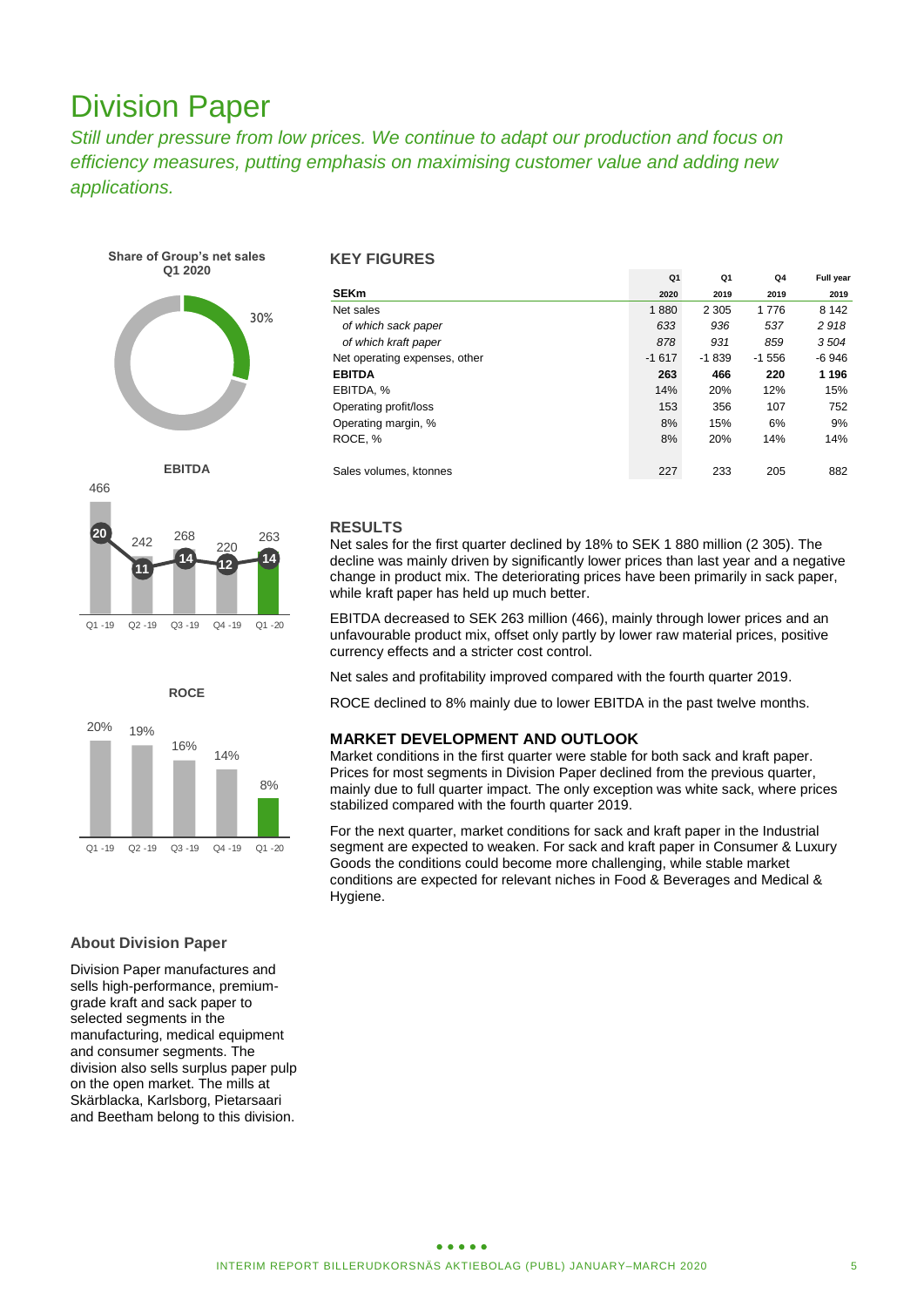# Division Paper

*Still under pressure from low prices. We continue to adapt our production and focus on efficiency measures, putting emphasis on maximising customer value and adding new applications.*

**Share of Group's net sales Q1 2020**

30%

**EBITDA**

| | Q1 -19 | Q2 -19 | Q3 -19 | Q4 -19 | Q1 -20 |
|---|---|---|---|---|---|
| EBITDA, SEKm | 466 | 242 | 268 | 220 | 263 |
| EBITDA, % | 20 | 11 | 14 | 12 | 14 |

**ROCE**

| Q1 -19 | Q2 -19 | Q3 -19 | Q4 -19 | Q1 -20 |
|---|---|---|---|---|
| 20% | 19% | 16% | 14% | 8% |

### About Division Paper

Division Paper manufactures and sells high-performance, premium-grade kraft and sack paper to selected segments in the manufacturing, medical equipment and consumer segments. The division also sells surplus paper pulp on the open market. The mills at Skärblacka, Karlsborg, Pietarsaari and Beetham belong to this division.

### KEY FIGURES

| SEKm | Q1 2020 | Q1 2019 | Q4 2019 | Full year 2019 |
|---|---|---|---|---|
| Net sales | 1 880 | 2 305 | 1 776 | 8 142 |
| *of which sack paper* | *633* | *936* | *537* | *2 918* |
| *of which kraft paper* | *878* | *931* | *859* | *3 504* |
| Net operating expenses, other | -1 617 | -1 839 | -1 556 | -6 946 |
| **EBITDA** | **263** | **466** | **220** | **1 196** |
| EBITDA, % | 14% | 20% | 12% | 15% |
| Operating profit/loss | 153 | 356 | 107 | 752 |
| Operating margin, % | 8% | 15% | 6% | 9% |
| ROCE, % | 8% | 20% | 14% | 14% |
| | | | | |
| Sales volumes, ktonnes | 227 | 233 | 205 | 882 |

### RESULTS

Net sales for the first quarter declined by 18% to SEK 1 880 million (2 305). The decline was mainly driven by significantly lower prices than last year and a negative change in product mix. The deteriorating prices have been primarily in sack paper, while kraft paper has held up much better.

EBITDA decreased to SEK 263 million (466), mainly through lower prices and an unfavourable product mix, offset only partly by lower raw material prices, positive currency effects and a stricter cost control.

Net sales and profitability improved compared with the fourth quarter 2019.

ROCE declined to 8% mainly due to lower EBITDA in the past twelve months.

### MARKET DEVELOPMENT AND OUTLOOK

Market conditions in the first quarter were stable for both sack and kraft paper. Prices for most segments in Division Paper declined from the previous quarter, mainly due to full quarter impact. The only exception was white sack, where prices stabilized compared with the fourth quarter 2019.

For the next quarter, market conditions for sack and kraft paper in the Industrial segment are expected to weaken. For sack and kraft paper in Consumer & Luxury Goods the conditions could become more challenging, while stable market conditions are expected for relevant niches in Food & Beverages and Medical & Hygiene.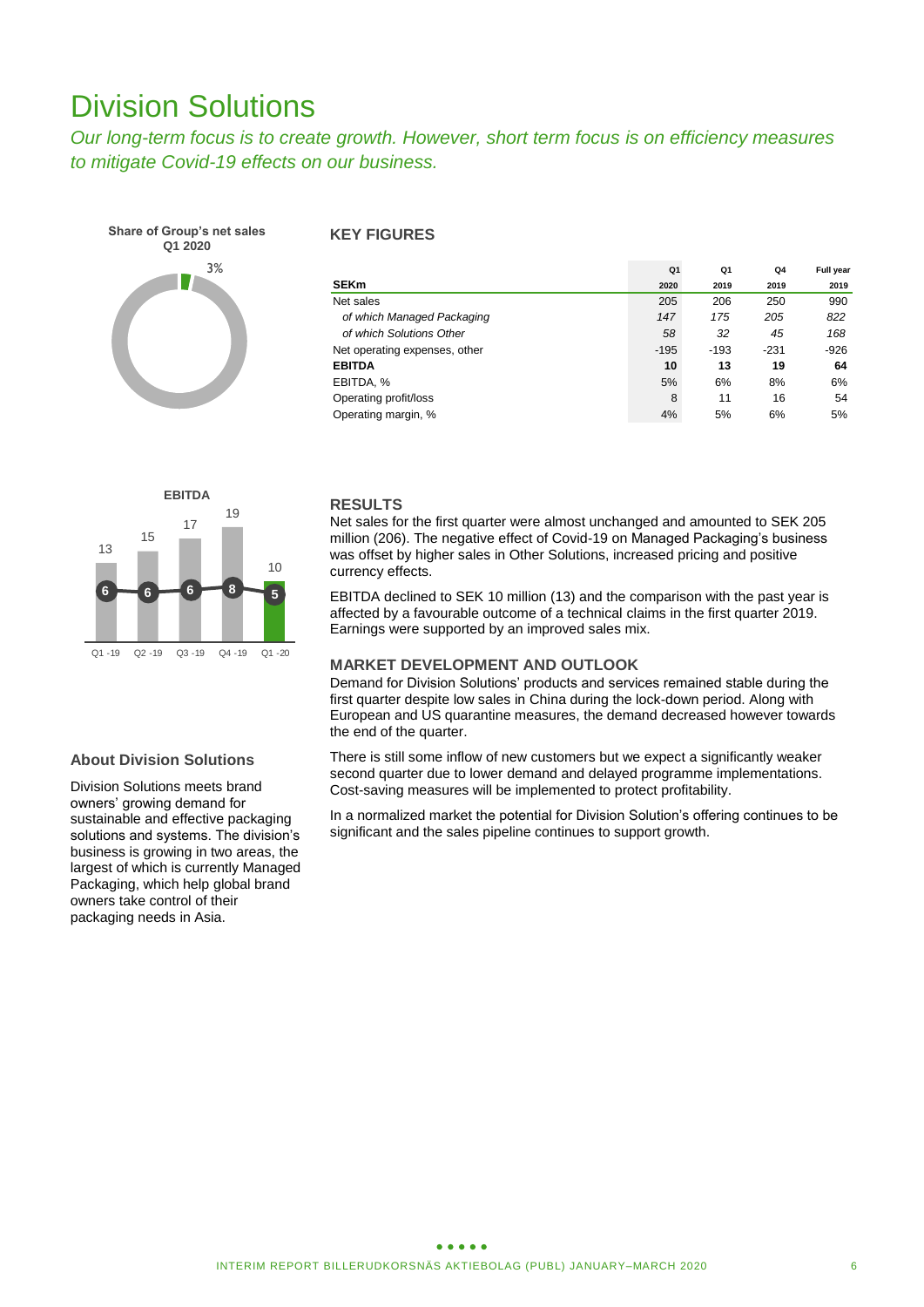# Division Solutions

*Our long-term focus is to create growth. However, short term focus is on efficiency measures to mitigate Covid-19 effects on our business.*

**Share of Group's net sales Q1 2020**

3%

### KEY FIGURES

| SEKm | Q1 2020 | Q1 2019 | Q4 2019 | Full year 2019 |
|---|---|---|---|---|
| Net sales | 205 | 206 | 250 | 990 |
| *of which Managed Packaging* | *147* | *175* | *205* | *822* |
| *of which Solutions Other* | *58* | *32* | *45* | *168* |
| Net operating expenses, other | -195 | -193 | -231 | -926 |
| **EBITDA** | **10** | **13** | **19** | **64** |
| EBITDA, % | 5% | 6% | 8% | 6% |
| Operating profit/loss | 8 | 11 | 16 | 54 |
| Operating margin, % | 4% | 5% | 6% | 5% |

**EBITDA**

| | Q1 -19 | Q2 -19 | Q3 -19 | Q4 -19 | Q1 -20 |
|---|---|---|---|---|---|
| EBITDA | 13 | 15 | 17 | 19 | 10 |
| EBITDA, % | 6 | 6 | 6 | 8 | 5 |

### RESULTS

Net sales for the first quarter were almost unchanged and amounted to SEK 205 million (206). The negative effect of Covid-19 on Managed Packaging's business was offset by higher sales in Other Solutions, increased pricing and positive currency effects.

EBITDA declined to SEK 10 million (13) and the comparison with the past year is affected by a favourable outcome of a technical claims in the first quarter 2019. Earnings were supported by an improved sales mix.

### MARKET DEVELOPMENT AND OUTLOOK

Demand for Division Solutions' products and services remained stable during the first quarter despite low sales in China during the lock-down period. Along with European and US quarantine measures, the demand decreased however towards the end of the quarter.

There is still some inflow of new customers but we expect a significantly weaker second quarter due to lower demand and delayed programme implementations. Cost-saving measures will be implemented to protect profitability.

In a normalized market the potential for Division Solution's offering continues to be significant and the sales pipeline continues to support growth.

### About Division Solutions

Division Solutions meets brand owners' growing demand for sustainable and effective packaging solutions and systems. The division's business is growing in two areas, the largest of which is currently Managed Packaging, which help global brand owners take control of their packaging needs in Asia.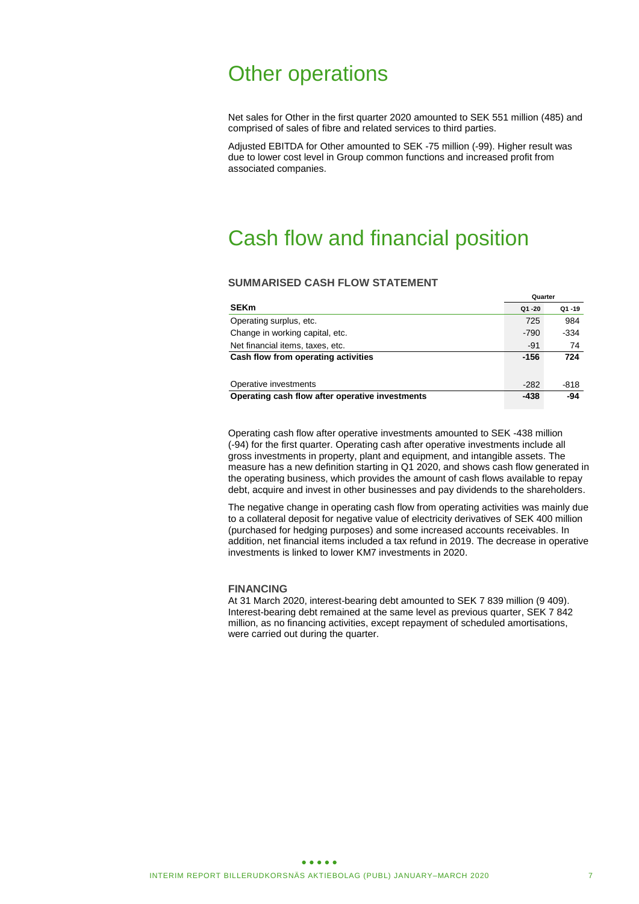# Other operations

Net sales for Other in the first quarter 2020 amounted to SEK 551 million (485) and comprised of sales of fibre and related services to third parties.

Adjusted EBITDA for Other amounted to SEK -75 million (-99). Higher result was due to lower cost level in Group common functions and increased profit from associated companies.

# Cash flow and financial position

### SUMMARISED CASH FLOW STATEMENT

| | Quarter | |
|---|---|---|
| **SEKm** | **Q1 -20** | **Q1 -19** |
| Operating surplus, etc. | 725 | 984 |
| Change in working capital, etc. | -790 | -334 |
| Net financial items, taxes, etc. | -91 | 74 |
| **Cash flow from operating activities** | **-156** | **724** |
| | | |
| Operative investments | -282 | -818 |
| **Operating cash flow after operative investments** | **-438** | **-94** |

Operating cash flow after operative investments amounted to SEK -438 million (-94) for the first quarter. Operating cash after operative investments include all gross investments in property, plant and equipment, and intangible assets. The measure has a new definition starting in Q1 2020, and shows cash flow generated in the operating business, which provides the amount of cash flows available to repay debt, acquire and invest in other businesses and pay dividends to the shareholders.

The negative change in operating cash flow from operating activities was mainly due to a collateral deposit for negative value of electricity derivatives of SEK 400 million (purchased for hedging purposes) and some increased accounts receivables. In addition, net financial items included a tax refund in 2019. The decrease in operative investments is linked to lower KM7 investments in 2020.

### FINANCING

At 31 March 2020, interest-bearing debt amounted to SEK 7 839 million (9 409). Interest-bearing debt remained at the same level as previous quarter, SEK 7 842 million, as no financing activities, except repayment of scheduled amortisations, were carried out during the quarter.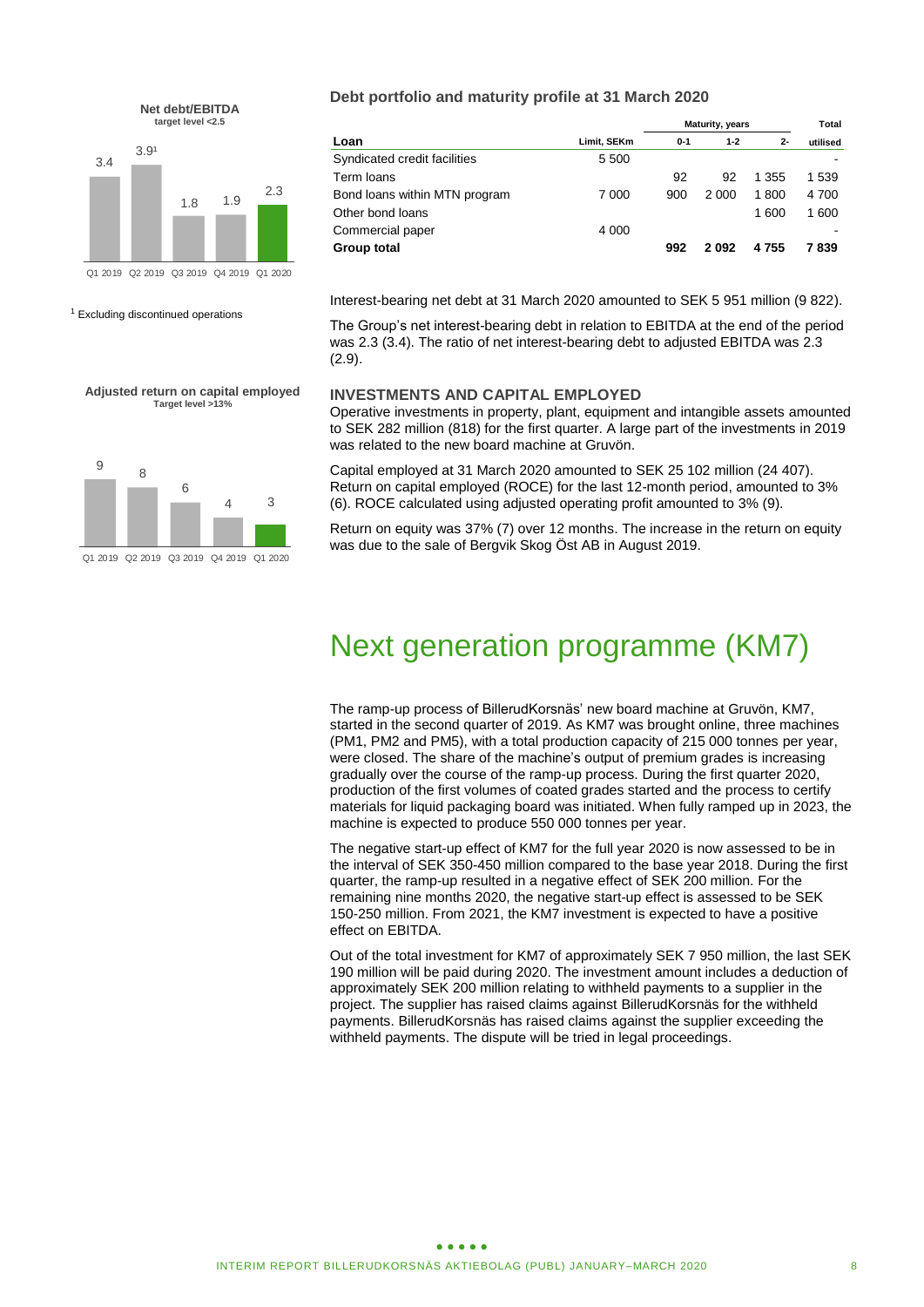**Net debt/EBITDA**
target level <2.5

| Q1 2019 | Q2 2019 | Q3 2019 | Q4 2019 | Q1 2020 |
|---|---|---|---|---|
| 3.4 | 3.9[1] | 1.8 | 1.9 | 2.3 |

[1] Excluding discontinued operations

**Adjusted return on capital employed**
Target level >13%

| Q1 2019 | Q2 2019 | Q3 2019 | Q4 2019 | Q1 2020 |
|---|---|---|---|---|
| 9 | 8 | 6 | 4 | 3 |

### Debt portfolio and maturity profile at 31 March 2020

| Loan | Limit, SEKm | Maturity, years 0-1 | 1-2 | 2- | Total utilised |
|---|---|---|---|---|---|
| Syndicated credit facilities | 5 500 | | | | - |
| Term loans | | 92 | 92 | 1 355 | 1 539 |
| Bond loans within MTN program | 7 000 | 900 | 2 000 | 1 800 | 4 700 |
| Other bond loans | | | | 1 600 | 1 600 |
| Commercial paper | 4 000 | | | | - |
| **Group total** | | **992** | **2 092** | **4 755** | **7 839** |

Interest-bearing net debt at 31 March 2020 amounted to SEK 5 951 million (9 822).

The Group's net interest-bearing debt in relation to EBITDA at the end of the period was 2.3 (3.4). The ratio of net interest-bearing debt to adjusted EBITDA was 2.3 (2.9).

### INVESTMENTS AND CAPITAL EMPLOYED

Operative investments in property, plant, equipment and intangible assets amounted to SEK 282 million (818) for the first quarter. A large part of the investments in 2019 was related to the new board machine at Gruvön.

Capital employed at 31 March 2020 amounted to SEK 25 102 million (24 407). Return on capital employed (ROCE) for the last 12-month period, amounted to 3% (6). ROCE calculated using adjusted operating profit amounted to 3% (9).

Return on equity was 37% (7) over 12 months. The increase in the return on equity was due to the sale of Bergvik Skog Öst AB in August 2019.

# Next generation programme (KM7)

The ramp-up process of BillerudKorsnäs' new board machine at Gruvön, KM7, started in the second quarter of 2019. As KM7 was brought online, three machines (PM1, PM2 and PM5), with a total production capacity of 215 000 tonnes per year, were closed. The share of the machine's output of premium grades is increasing gradually over the course of the ramp-up process. During the first quarter 2020, production of the first volumes of coated grades started and the process to certify materials for liquid packaging board was initiated. When fully ramped up in 2023, the machine is expected to produce 550 000 tonnes per year.

The negative start-up effect of KM7 for the full year 2020 is now assessed to be in the interval of SEK 350-450 million compared to the base year 2018. During the first quarter, the ramp-up resulted in a negative effect of SEK 200 million. For the remaining nine months 2020, the negative start-up effect is assessed to be SEK 150-250 million. From 2021, the KM7 investment is expected to have a positive effect on EBITDA.

Out of the total investment for KM7 of approximately SEK 7 950 million, the last SEK 190 million will be paid during 2020. The investment amount includes a deduction of approximately SEK 200 million relating to withheld payments to a supplier in the project. The supplier has raised claims against BillerudKorsnäs for the withheld payments. BillerudKorsnäs has raised claims against the supplier exceeding the withheld payments. The dispute will be tried in legal proceedings.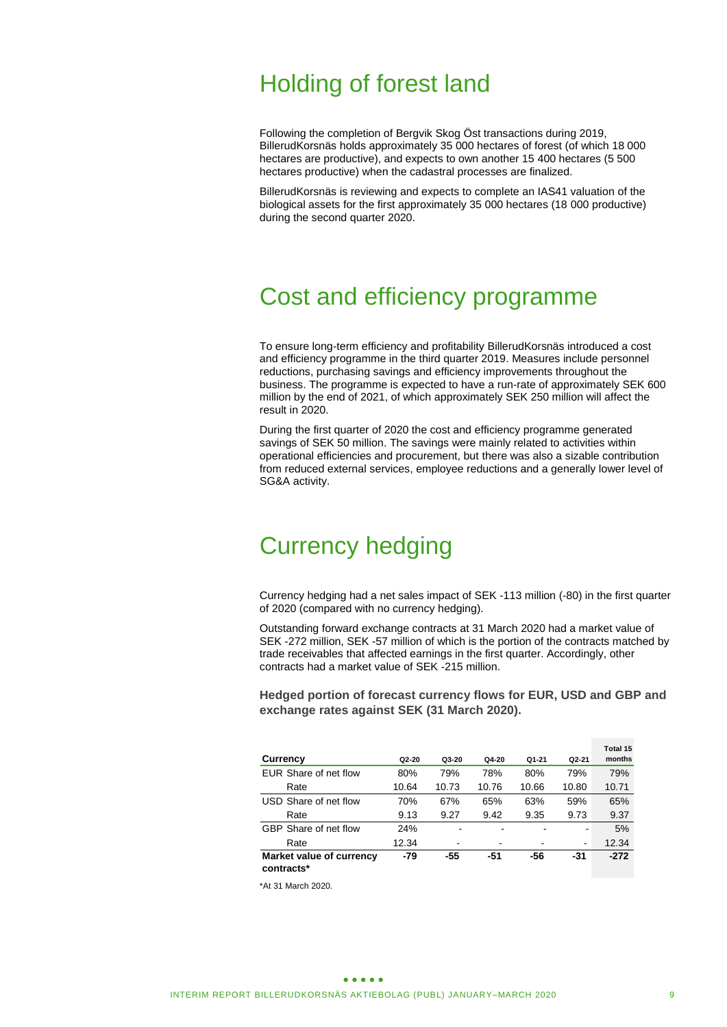# Holding of forest land

Following the completion of Bergvik Skog Öst transactions during 2019, BillerudKorsnäs holds approximately 35 000 hectares of forest (of which 18 000 hectares are productive), and expects to own another 15 400 hectares (5 500 hectares productive) when the cadastral processes are finalized.

BillerudKorsnäs is reviewing and expects to complete an IAS41 valuation of the biological assets for the first approximately 35 000 hectares (18 000 productive) during the second quarter 2020.

# Cost and efficiency programme

To ensure long-term efficiency and profitability BillerudKorsnäs introduced a cost and efficiency programme in the third quarter 2019. Measures include personnel reductions, purchasing savings and efficiency improvements throughout the business. The programme is expected to have a run-rate of approximately SEK 600 million by the end of 2021, of which approximately SEK 250 million will affect the result in 2020.

During the first quarter of 2020 the cost and efficiency programme generated savings of SEK 50 million. The savings were mainly related to activities within operational efficiencies and procurement, but there was also a sizable contribution from reduced external services, employee reductions and a generally lower level of SG&A activity.

# Currency hedging

Currency hedging had a net sales impact of SEK -113 million (-80) in the first quarter of 2020 (compared with no currency hedging).

Outstanding forward exchange contracts at 31 March 2020 had a market value of SEK -272 million, SEK -57 million of which is the portion of the contracts matched by trade receivables that affected earnings in the first quarter. Accordingly, other contracts had a market value of SEK -215 million.

**Hedged portion of forecast currency flows for EUR, USD and GBP and exchange rates against SEK (31 March 2020).**

| Currency | Q2-20 | Q3-20 | Q4-20 | Q1-21 | Q2-21 | Total 15 months |
|---|---|---|---|---|---|---|
| EUR Share of net flow | 80% | 79% | 78% | 80% | 79% | 79% |
| Rate | 10.64 | 10.73 | 10.76 | 10.66 | 10.80 | 10.71 |
| USD Share of net flow | 70% | 67% | 65% | 63% | 59% | 65% |
| Rate | 9.13 | 9.27 | 9.42 | 9.35 | 9.73 | 9.37 |
| GBP Share of net flow | 24% | - | - | - | - | 5% |
| Rate | 12.34 | - | - | - | - | 12.34 |
| **Market value of currency contracts*** | **-79** | **-55** | **-51** | **-56** | **-31** | **-272** |

*At 31 March 2020.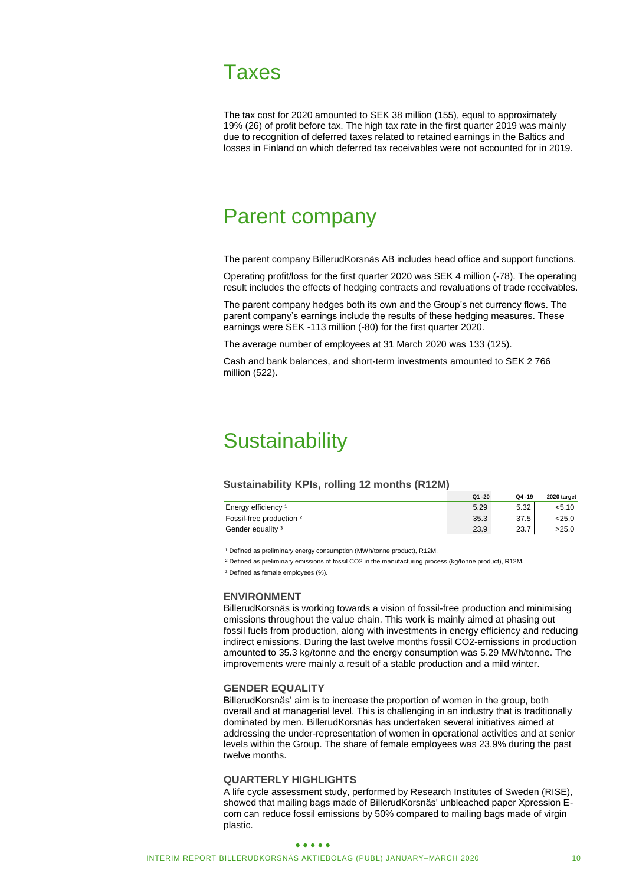# Taxes

The tax cost for 2020 amounted to SEK 38 million (155), equal to approximately 19% (26) of profit before tax. The high tax rate in the first quarter 2019 was mainly due to recognition of deferred taxes related to retained earnings in the Baltics and losses in Finland on which deferred tax receivables were not accounted for in 2019.

# Parent company

The parent company BillerudKorsnäs AB includes head office and support functions.

Operating profit/loss for the first quarter 2020 was SEK 4 million (-78). The operating result includes the effects of hedging contracts and revaluations of trade receivables.

The parent company hedges both its own and the Group's net currency flows. The parent company's earnings include the results of these hedging measures. These earnings were SEK -113 million (-80) for the first quarter 2020.

The average number of employees at 31 March 2020 was 133 (125).

Cash and bank balances, and short-term investments amounted to SEK 2 766 million (522).

# Sustainability

### Sustainability KPIs, rolling 12 months (R12M)

| | Q1 -20 | Q4 -19 | 2020 target |
|---|---|---|---|
| Energy efficiency [1] | 5.29 | 5.32 | <5,10 |
| Fossil-free production [2] | 35.3 | 37.5 | <25,0 |
| Gender equality [3] | 23.9 | 23.7 | >25,0 |

[1] Defined as preliminary energy consumption (MWh/tonne product), R12M.

[2] Defined as preliminary emissions of fossil CO2 in the manufacturing process (kg/tonne product), R12M.

[3] Defined as female employees (%).

### ENVIRONMENT

BillerudKorsnäs is working towards a vision of fossil-free production and minimising emissions throughout the value chain. This work is mainly aimed at phasing out fossil fuels from production, along with investments in energy efficiency and reducing indirect emissions. During the last twelve months fossil CO2-emissions in production amounted to 35.3 kg/tonne and the energy consumption was 5.29 MWh/tonne. The improvements were mainly a result of a stable production and a mild winter.

### GENDER EQUALITY

BillerudKorsnäs' aim is to increase the proportion of women in the group, both overall and at managerial level. This is challenging in an industry that is traditionally dominated by men. BillerudKorsnäs has undertaken several initiatives aimed at addressing the under-representation of women in operational activities and at senior levels within the Group. The share of female employees was 23.9% during the past twelve months.

### QUARTERLY HIGHLIGHTS

A life cycle assessment study, performed by Research Institutes of Sweden (RISE), showed that mailing bags made of BillerudKorsnäs' unbleached paper Xpression E-com can reduce fossil emissions by 50% compared to mailing bags made of virgin plastic.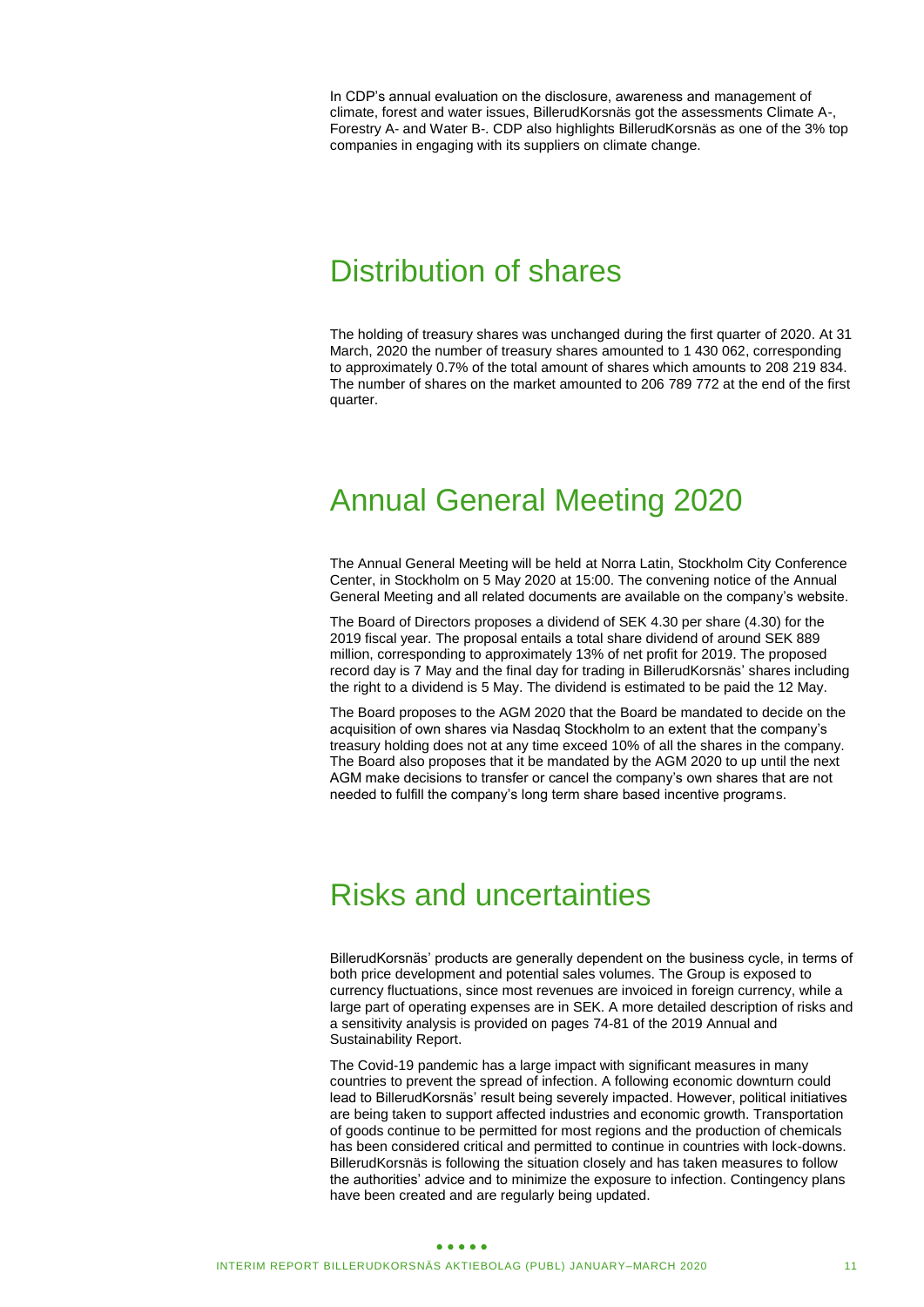In CDP's annual evaluation on the disclosure, awareness and management of climate, forest and water issues, BillerudKorsnäs got the assessments Climate A-, Forestry A- and Water B-. CDP also highlights BillerudKorsnäs as one of the 3% top companies in engaging with its suppliers on climate change.

# Distribution of shares

The holding of treasury shares was unchanged during the first quarter of 2020. At 31 March, 2020 the number of treasury shares amounted to 1 430 062, corresponding to approximately 0.7% of the total amount of shares which amounts to 208 219 834. The number of shares on the market amounted to 206 789 772 at the end of the first quarter.

# Annual General Meeting 2020

The Annual General Meeting will be held at Norra Latin, Stockholm City Conference Center, in Stockholm on 5 May 2020 at 15:00. The convening notice of the Annual General Meeting and all related documents are available on the company's website.

The Board of Directors proposes a dividend of SEK 4.30 per share (4.30) for the 2019 fiscal year. The proposal entails a total share dividend of around SEK 889 million, corresponding to approximately 13% of net profit for 2019. The proposed record day is 7 May and the final day for trading in BillerudKorsnäs' shares including the right to a dividend is 5 May. The dividend is estimated to be paid the 12 May.

The Board proposes to the AGM 2020 that the Board be mandated to decide on the acquisition of own shares via Nasdaq Stockholm to an extent that the company's treasury holding does not at any time exceed 10% of all the shares in the company. The Board also proposes that it be mandated by the AGM 2020 to up until the next AGM make decisions to transfer or cancel the company's own shares that are not needed to fulfill the company's long term share based incentive programs.

# Risks and uncertainties

BillerudKorsnäs' products are generally dependent on the business cycle, in terms of both price development and potential sales volumes. The Group is exposed to currency fluctuations, since most revenues are invoiced in foreign currency, while a large part of operating expenses are in SEK. A more detailed description of risks and a sensitivity analysis is provided on pages 74-81 of the 2019 Annual and Sustainability Report.

The Covid-19 pandemic has a large impact with significant measures in many countries to prevent the spread of infection. A following economic downturn could lead to BillerudKorsnäs' result being severely impacted. However, political initiatives are being taken to support affected industries and economic growth. Transportation of goods continue to be permitted for most regions and the production of chemicals has been considered critical and permitted to continue in countries with lock-downs. BillerudKorsnäs is following the situation closely and has taken measures to follow the authorities' advice and to minimize the exposure to infection. Contingency plans have been created and are regularly being updated.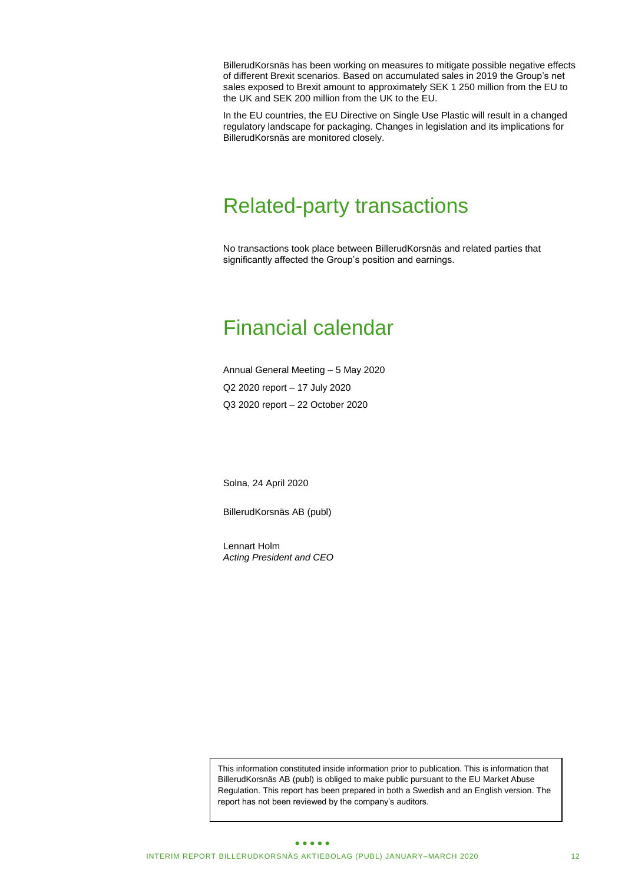BillerudKorsnäs has been working on measures to mitigate possible negative effects of different Brexit scenarios. Based on accumulated sales in 2019 the Group's net sales exposed to Brexit amount to approximately SEK 1 250 million from the EU to the UK and SEK 200 million from the UK to the EU.

In the EU countries, the EU Directive on Single Use Plastic will result in a changed regulatory landscape for packaging. Changes in legislation and its implications for BillerudKorsnäs are monitored closely.

# Related-party transactions

No transactions took place between BillerudKorsnäs and related parties that significantly affected the Group's position and earnings.

# Financial calendar

Annual General Meeting – 5 May 2020

Q2 2020 report – 17 July 2020

Q3 2020 report – 22 October 2020

Solna, 24 April 2020

BillerudKorsnäs AB (publ)

Lennart Holm
*Acting President and CEO*

This information constituted inside information prior to publication. This is information that BillerudKorsnäs AB (publ) is obliged to make public pursuant to the EU Market Abuse Regulation. This report has been prepared in both a Swedish and an English version. The report has not been reviewed by the company's auditors.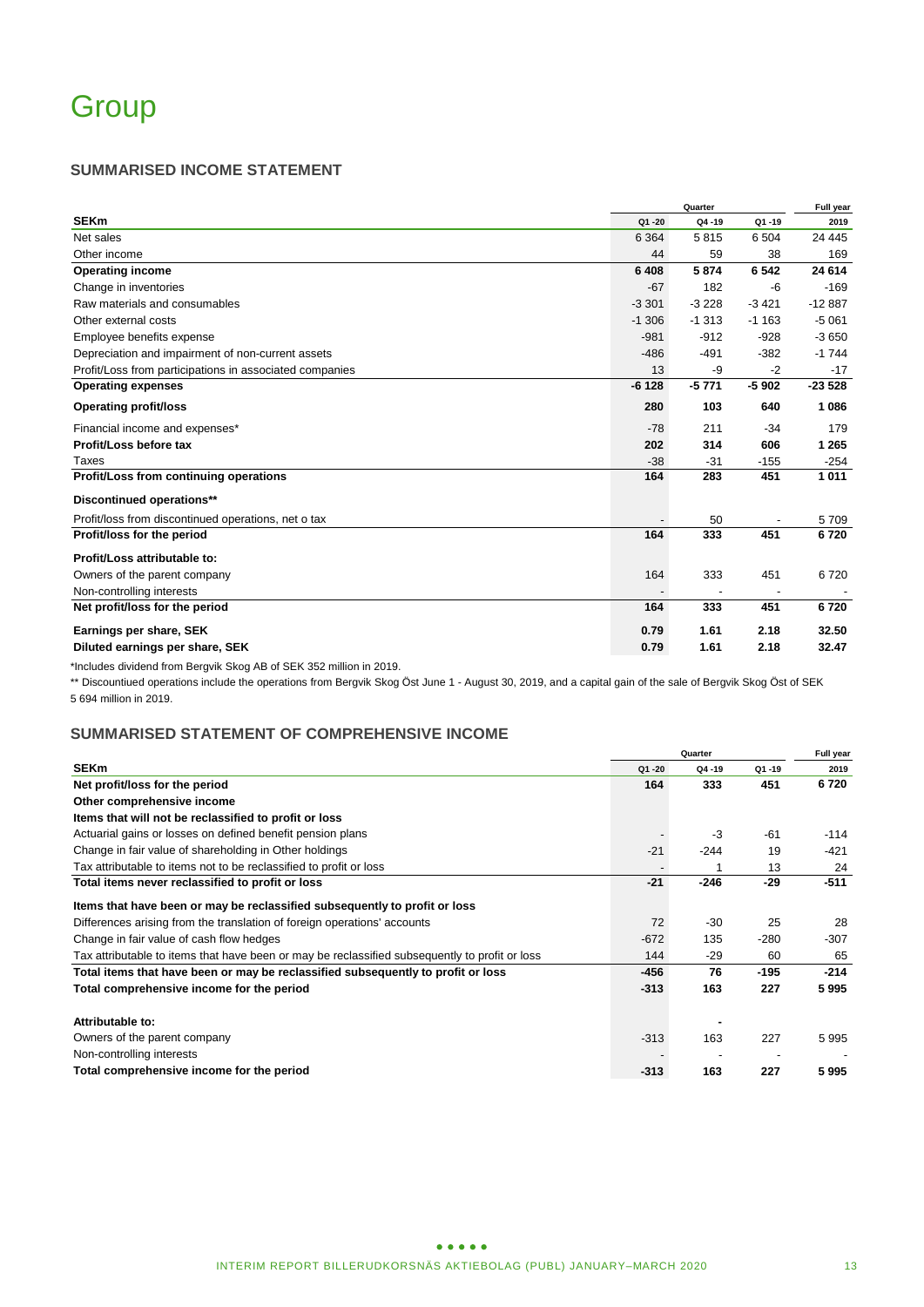# Group

## SUMMARISED INCOME STATEMENT

| SEKm | Quarter Q1 -20 | Q4 -19 | Q1 -19 | Full year 2019 |
|---|---|---|---|---|
| Net sales | 6 364 | 5 815 | 6 504 | 24 445 |
| Other income | 44 | 59 | 38 | 169 |
| **Operating income** | **6 408** | **5 874** | **6 542** | **24 614** |
| Change in inventories | -67 | 182 | -6 | -169 |
| Raw materials and consumables | -3 301 | -3 228 | -3 421 | -12 887 |
| Other external costs | -1 306 | -1 313 | -1 163 | -5 061 |
| Employee benefits expense | -981 | -912 | -928 | -3 650 |
| Depreciation and impairment of non-current assets | -486 | -491 | -382 | -1 744 |
| Profit/Loss from participations in associated companies | 13 | -9 | -2 | -17 |
| **Operating expenses** | **-6 128** | **-5 771** | **-5 902** | **-23 528** |
| **Operating profit/loss** | **280** | **103** | **640** | **1 086** |
| Financial income and expenses* | -78 | 211 | -34 | 179 |
| **Profit/Loss before tax** | **202** | **314** | **606** | **1 265** |
| Taxes | -38 | -31 | -155 | -254 |
| **Profit/Loss from continuing operations** | **164** | **283** | **451** | **1 011** |
| **Discontinued operations**** | | | | |
| Profit/loss from discontinued operations, net o tax | - | 50 | - | 5 709 |
| **Profit/loss for the period** | **164** | **333** | **451** | **6 720** |
| **Profit/Loss attributable to:** | | | | |
| Owners of the parent company | 164 | 333 | 451 | 6 720 |
| Non-controlling interests | - | - | - | - |
| **Net profit/loss for the period** | **164** | **333** | **451** | **6 720** |
| **Earnings per share, SEK** | **0.79** | **1.61** | **2.18** | **32.50** |
| **Diluted earnings per share, SEK** | **0.79** | **1.61** | **2.18** | **32.47** |

*Includes dividend from Bergvik Skog AB of SEK 352 million in 2019.

** Discountiued operations include the operations from Bergvik Skog Öst June 1 - August 30, 2019, and a capital gain of the sale of Bergvik Skog Öst of SEK 5 694 million in 2019.

## SUMMARISED STATEMENT OF COMPREHENSIVE INCOME

| SEKm | Quarter Q1 -20 | Q4 -19 | Q1 -19 | Full year 2019 |
|---|---|---|---|---|
| **Net profit/loss for the period** | **164** | **333** | **451** | **6 720** |
| **Other comprehensive income** | | | | |
| **Items that will not be reclassified to profit or loss** | | | | |
| Actuarial gains or losses on defined benefit pension plans | - | -3 | -61 | -114 |
| Change in fair value of shareholding in Other holdings | -21 | -244 | 19 | -421 |
| Tax attributable to items not to be reclassified to profit or loss | - | 1 | 13 | 24 |
| **Total items never reclassified to profit or loss** | **-21** | **-246** | **-29** | **-511** |
| **Items that have been or may be reclassified subsequently to profit or loss** | | | | |
| Differences arising from the translation of foreign operations' accounts | 72 | -30 | 25 | 28 |
| Change in fair value of cash flow hedges | -672 | 135 | -280 | -307 |
| Tax attributable to items that have been or may be reclassified subsequently to profit or loss | 144 | -29 | 60 | 65 |
| **Total items that have been or may be reclassified subsequently to profit or loss** | **-456** | **76** | **-195** | **-214** |
| **Total comprehensive income for the period** | **-313** | **163** | **227** | **5 995** |
| **Attributable to:** | | - | | |
| Owners of the parent company | -313 | 163 | 227 | 5 995 |
| Non-controlling interests | - | - | - | - |
| **Total comprehensive income for the period** | **-313** | **163** | **227** | **5 995** |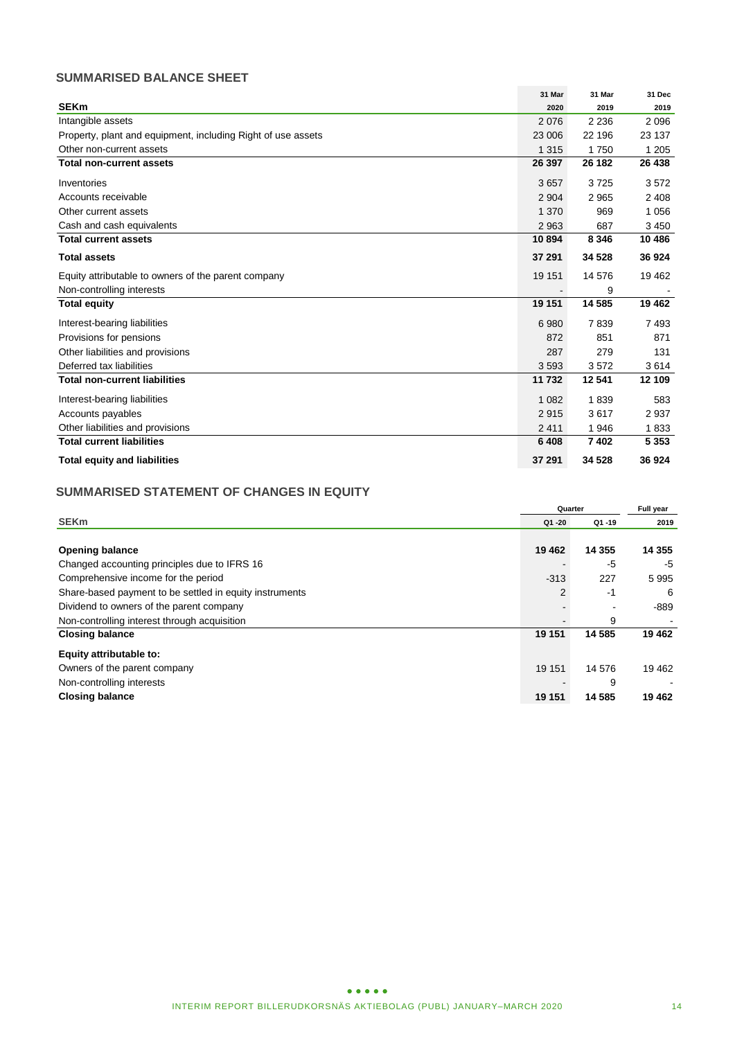## SUMMARISED BALANCE SHEET

| SEKm | 31 Mar 2020 | 31 Mar 2019 | 31 Dec 2019 |
|---|---|---|---|
| Intangible assets | 2 076 | 2 236 | 2 096 |
| Property, plant and equipment, including Right of use assets | 23 006 | 22 196 | 23 137 |
| Other non-current assets | 1 315 | 1 750 | 1 205 |
| **Total non-current assets** | **26 397** | **26 182** | **26 438** |
| Inventories | 3 657 | 3 725 | 3 572 |
| Accounts receivable | 2 904 | 2 965 | 2 408 |
| Other current assets | 1 370 | 969 | 1 056 |
| Cash and cash equivalents | 2 963 | 687 | 3 450 |
| **Total current assets** | **10 894** | **8 346** | **10 486** |
| **Total assets** | **37 291** | **34 528** | **36 924** |
| Equity attributable to owners of the parent company | 19 151 | 14 576 | 19 462 |
| Non-controlling interests | - | 9 | - |
| **Total equity** | **19 151** | **14 585** | **19 462** |
| Interest-bearing liabilities | 6 980 | 7 839 | 7 493 |
| Provisions for pensions | 872 | 851 | 871 |
| Other liabilities and provisions | 287 | 279 | 131 |
| Deferred tax liabilities | 3 593 | 3 572 | 3 614 |
| **Total non-current liabilities** | **11 732** | **12 541** | **12 109** |
| Interest-bearing liabilities | 1 082 | 1 839 | 583 |
| Accounts payables | 2 915 | 3 617 | 2 937 |
| Other liabilities and provisions | 2 411 | 1 946 | 1 833 |
| **Total current liabilities** | **6 408** | **7 402** | **5 353** |
| **Total equity and liabilities** | **37 291** | **34 528** | **36 924** |

## SUMMARISED STATEMENT OF CHANGES IN EQUITY

| | Quarter | | Full year |
|---|---|---|---|
| SEKm | Q1 -20 | Q1 -19 | 2019 |
| **Opening balance** | **19 462** | **14 355** | **14 355** |
| Changed accounting principles due to IFRS 16 | - | -5 | -5 |
| Comprehensive income for the period | -313 | 227 | 5 995 |
| Share-based payment to be settled in equity instruments | 2 | -1 | 6 |
| Dividend to owners of the parent company | - | - | -889 |
| Non-controlling interest through acquisition | - | 9 | - |
| **Closing balance** | **19 151** | **14 585** | **19 462** |
| **Equity attributable to:** | | | |
| Owners of the parent company | 19 151 | 14 576 | 19 462 |
| Non-controlling interests | - | 9 | - |
| **Closing balance** | **19 151** | **14 585** | **19 462** |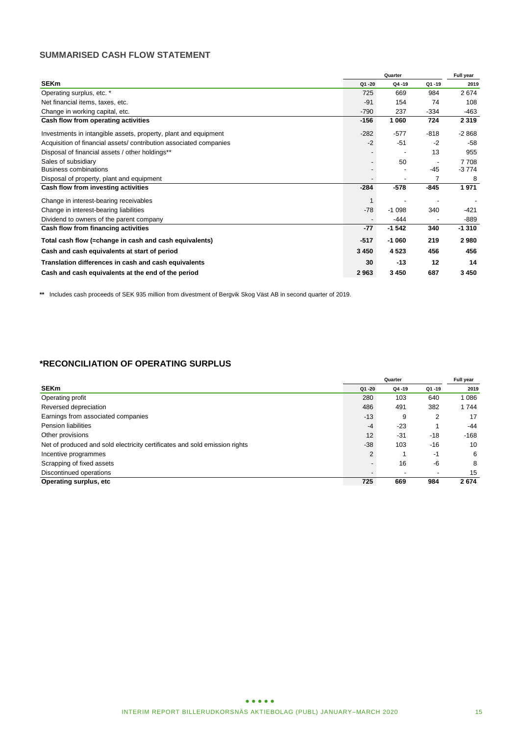## SUMMARISED CASH FLOW STATEMENT

| SEKm | Quarter | | | Full year |
|---|---|---|---|---|
| | Q1 -20 | Q4 -19 | Q1 -19 | 2019 |
| Operating surplus, etc. * | 725 | 669 | 984 | 2 674 |
| Net financial items, taxes, etc. | -91 | 154 | 74 | 108 |
| Change in working capital, etc. | -790 | 237 | -334 | -463 |
| **Cash flow from operating activities** | **-156** | **1 060** | **724** | **2 319** |
| Investments in intangible assets, property, plant and equipment | -282 | -577 | -818 | -2 868 |
| Acquisition of financial assets/ contribution associated companies | -2 | -51 | -2 | -58 |
| Disposal of financial assets / other holdings** | - | - | 13 | 955 |
| Sales of subsidiary | - | 50 | - | 7 708 |
| Business combinations | - | - | -45 | -3 774 |
| Disposal of property, plant and equipment | - | - | 7 | 8 |
| **Cash flow from investing activities** | **-284** | **-578** | **-845** | **1 971** |
| Change in interest-bearing receivables | 1 | - | - | - |
| Change in interest-bearing liabilities | -78 | -1 098 | 340 | -421 |
| Dividend to owners of the parent company | - | -444 | - | -889 |
| **Cash flow from financing activities** | **-77** | **-1 542** | **340** | **-1 310** |
| **Total cash flow (=change in cash and cash equivalents)** | **-517** | **-1 060** | **219** | **2 980** |
| **Cash and cash equivalents at start of period** | **3 450** | **4 523** | **456** | **456** |
| **Translation differences in cash and cash equivalents** | **30** | **-13** | **12** | **14** |
| **Cash and cash equivalents at the end of the period** | **2 963** | **3 450** | **687** | **3 450** |

** Includes cash proceeds of SEK 935 million from divestment of Bergvik Skog Väst AB in second quarter of 2019.

## *RECONCILIATION OF OPERATING SURPLUS

| SEKm | Quarter | | | Full year |
|---|---|---|---|---|
| | Q1 -20 | Q4 -19 | Q1 -19 | 2019 |
| Operating profit | 280 | 103 | 640 | 1 086 |
| Reversed depreciation | 486 | 491 | 382 | 1 744 |
| Earnings from associated companies | -13 | 9 | 2 | 17 |
| Pension liabilities | -4 | -23 | 1 | -44 |
| Other provisions | 12 | -31 | -18 | -168 |
| Net of produced and sold electricity certificates and sold emission rights | -38 | 103 | -16 | 10 |
| Incentive programmes | 2 | 1 | -1 | 6 |
| Scrapping of fixed assets | - | 16 | -6 | 8 |
| Discontinued operations | - | - | - | 15 |
| **Operating surplus, etc** | **725** | **669** | **984** | **2 674** |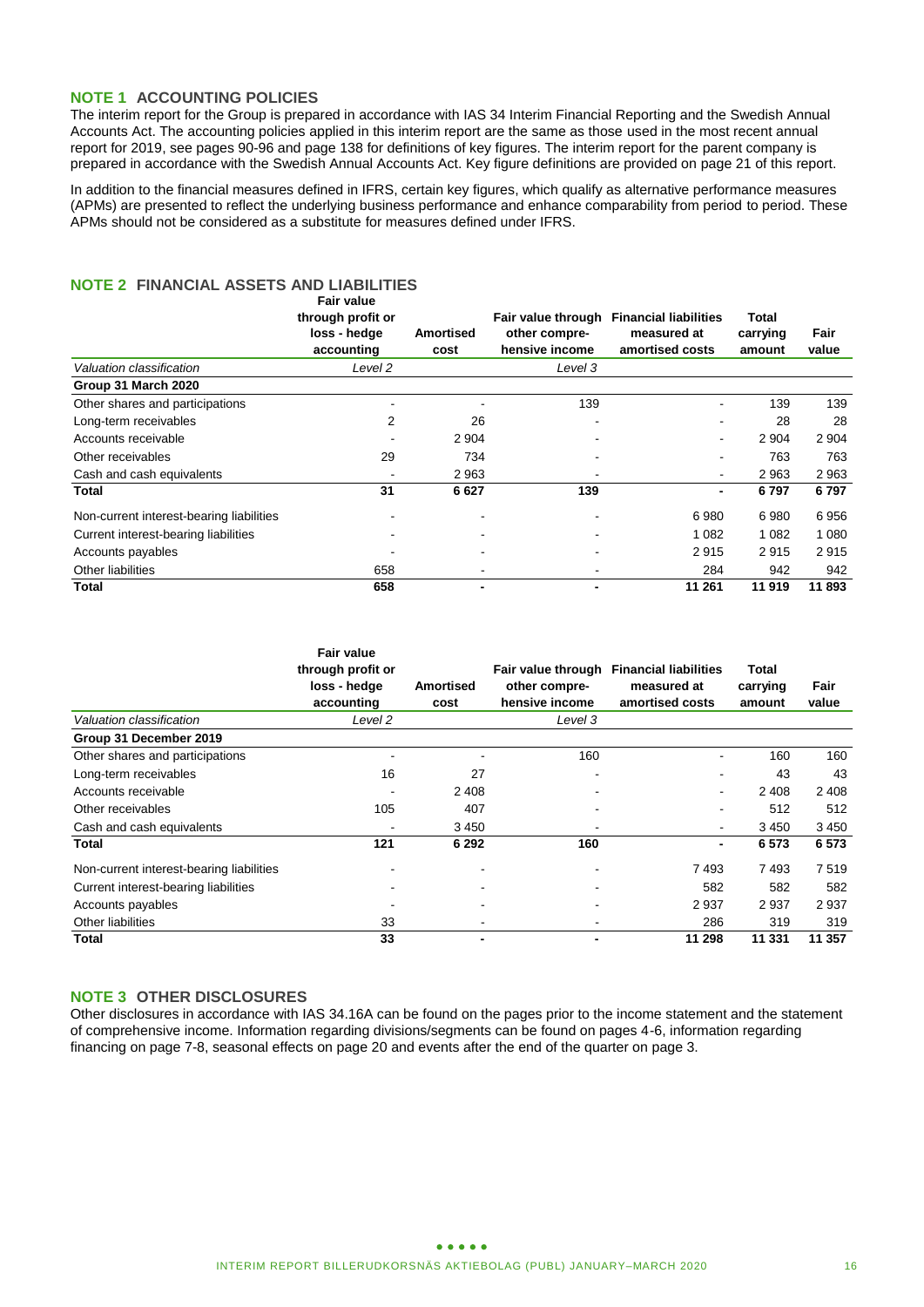## NOTE 1 ACCOUNTING POLICIES

The interim report for the Group is prepared in accordance with IAS 34 Interim Financial Reporting and the Swedish Annual Accounts Act. The accounting policies applied in this interim report are the same as those used in the most recent annual report for 2019, see pages 90-96 and page 138 for definitions of key figures. The interim report for the parent company is prepared in accordance with the Swedish Annual Accounts Act. Key figure definitions are provided on page 21 of this report.

In addition to the financial measures defined in IFRS, certain key figures, which qualify as alternative performance measures (APMs) are presented to reflect the underlying business performance and enhance comparability from period to period. These APMs should not be considered as a substitute for measures defined under IFRS.

## NOTE 2 FINANCIAL ASSETS AND LIABILITIES

| | Fair value through profit or loss - hedge accounting | Amortised cost | Fair value through other compre-hensive income | Financial liabilities measured at amortised costs | Total carrying amount | Fair value |
|---|---|---|---|---|---|---|
| *Valuation classification* | *Level 2* | | *Level 3* | | | |
| **Group 31 March 2020** | | | | | | |
| Other shares and participations | - | - | 139 | - | 139 | 139 |
| Long-term receivables | 2 | 26 | - | - | 28 | 28 |
| Accounts receivable | - | 2 904 | - | - | 2 904 | 2 904 |
| Other receivables | 29 | 734 | - | - | 763 | 763 |
| Cash and cash equivalents | - | 2 963 | - | - | 2 963 | 2 963 |
| **Total** | **31** | **6 627** | **139** | **-** | **6 797** | **6 797** |
| Non-current interest-bearing liabilities | - | - | - | 6 980 | 6 980 | 6 956 |
| Current interest-bearing liabilities | - | - | - | 1 082 | 1 082 | 1 080 |
| Accounts payables | - | - | - | 2 915 | 2 915 | 2 915 |
| Other liabilities | 658 | - | - | 284 | 942 | 942 |
| **Total** | **658** | **-** | **-** | **11 261** | **11 919** | **11 893** |

| | Fair value through profit or loss - hedge accounting | Amortised cost | Fair value through other compre-hensive income | Financial liabilities measured at amortised costs | Total carrying amount | Fair value |
|---|---|---|---|---|---|---|
| *Valuation classification* | *Level 2* | | *Level 3* | | | |
| **Group 31 December 2019** | | | | | | |
| Other shares and participations | - | - | 160 | - | 160 | 160 |
| Long-term receivables | 16 | 27 | - | - | 43 | 43 |
| Accounts receivable | - | 2 408 | - | - | 2 408 | 2 408 |
| Other receivables | 105 | 407 | - | - | 512 | 512 |
| Cash and cash equivalents | - | 3 450 | - | - | 3 450 | 3 450 |
| **Total** | **121** | **6 292** | **160** | **-** | **6 573** | **6 573** |
| Non-current interest-bearing liabilities | - | - | - | 7 493 | 7 493 | 7 519 |
| Current interest-bearing liabilities | - | - | - | 582 | 582 | 582 |
| Accounts payables | - | - | - | 2 937 | 2 937 | 2 937 |
| Other liabilities | 33 | - | - | 286 | 319 | 319 |
| **Total** | **33** | **-** | **-** | **11 298** | **11 331** | **11 357** |

## NOTE 3 OTHER DISCLOSURES

Other disclosures in accordance with IAS 34.16A can be found on the pages prior to the income statement and the statement of comprehensive income. Information regarding divisions/segments can be found on pages 4-6, information regarding financing on page 7-8, seasonal effects on page 20 and events after the end of the quarter on page 3.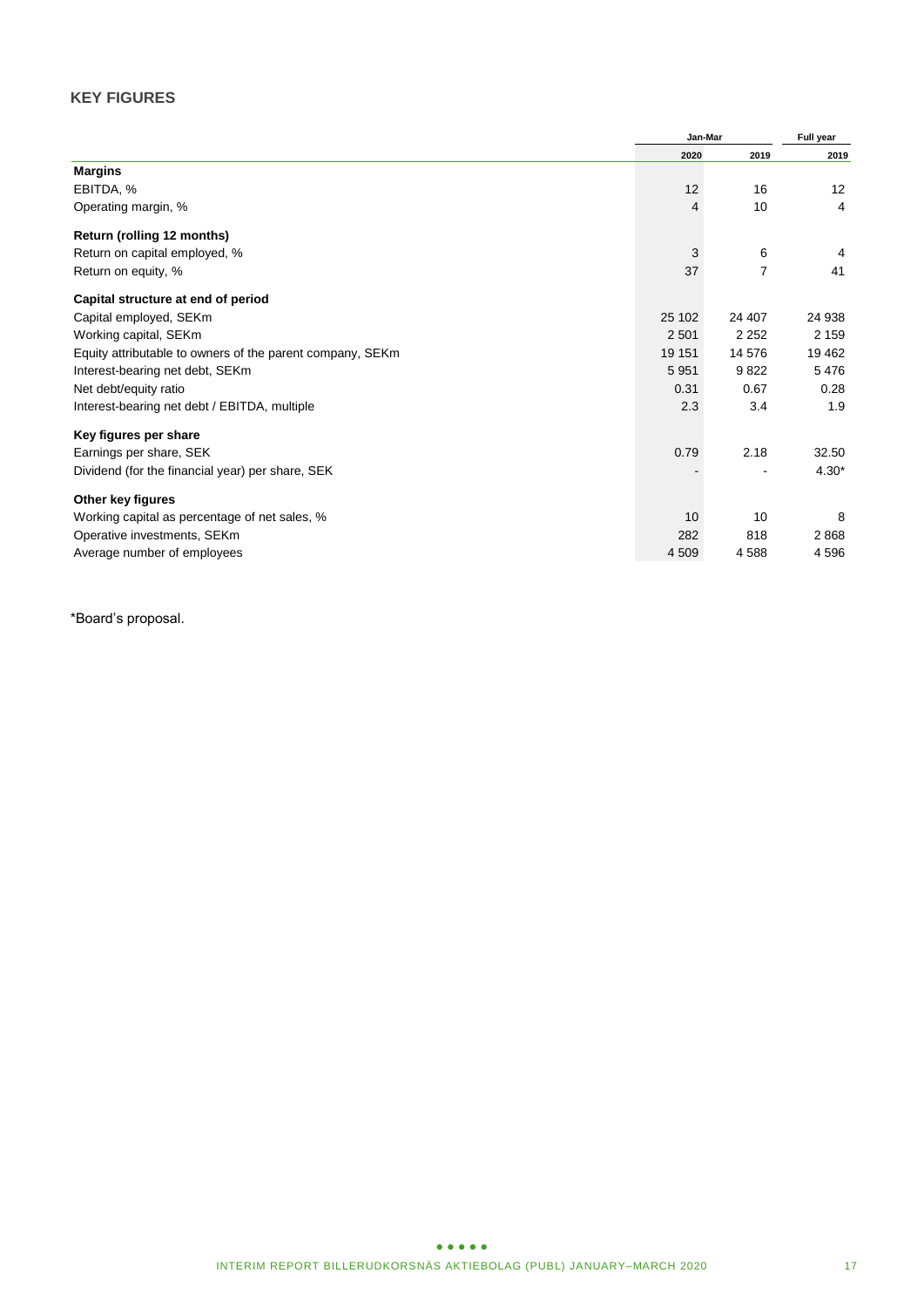## KEY FIGURES

| | Jan-Mar | | Full year |
|---|---|---|---|
| | 2020 | 2019 | 2019 |
| **Margins** | | | |
| EBITDA, % | 12 | 16 | 12 |
| Operating margin, % | 4 | 10 | 4 |
| **Return (rolling 12 months)** | | | |
| Return on capital employed, % | 3 | 6 | 4 |
| Return on equity, % | 37 | 7 | 41 |
| **Capital structure at end of period** | | | |
| Capital employed, SEKm | 25 102 | 24 407 | 24 938 |
| Working capital, SEKm | 2 501 | 2 252 | 2 159 |
| Equity attributable to owners of the parent company, SEKm | 19 151 | 14 576 | 19 462 |
| Interest-bearing net debt, SEKm | 5 951 | 9 822 | 5 476 |
| Net debt/equity ratio | 0.31 | 0.67 | 0.28 |
| Interest-bearing net debt / EBITDA, multiple | 2.3 | 3.4 | 1.9 |
| **Key figures per share** | | | |
| Earnings per share, SEK | 0.79 | 2.18 | 32.50 |
| Dividend (for the financial year) per share, SEK | - | - | 4.30* |
| **Other key figures** | | | |
| Working capital as percentage of net sales, % | 10 | 10 | 8 |
| Operative investments, SEKm | 282 | 818 | 2 868 |
| Average number of employees | 4 509 | 4 588 | 4 596 |

*Board's proposal.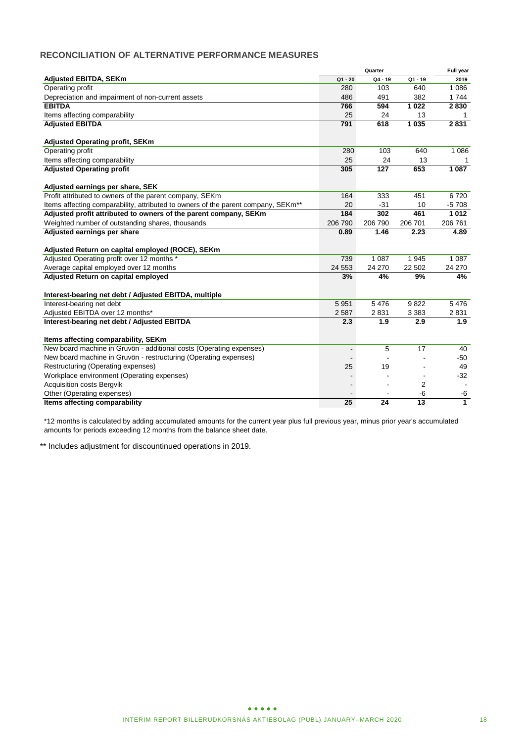## RECONCILIATION OF ALTERNATIVE PERFORMANCE MEASURES

| | Quarter | | | Full year |
|---|---|---|---|---|
| **Adjusted EBITDA, SEKm** | **Q1 - 20** | **Q4 - 19** | **Q1 - 19** | **2019** |
| Operating profit | 280 | 103 | 640 | 1 086 |
| Depreciation and impairment of non-current assets | 486 | 491 | 382 | 1 744 |
| **EBITDA** | **766** | **594** | **1 022** | **2 830** |
| Items affecting comparability | 25 | 24 | 13 | 1 |
| **Adjusted EBITDA** | **791** | **618** | **1 035** | **2 831** |
| | | | | |
| **Adjusted Operating profit, SEKm** | | | | |
| Operating profit | 280 | 103 | 640 | 1 086 |
| Items affecting comparability | 25 | 24 | 13 | 1 |
| **Adjusted Operating profit** | **305** | **127** | **653** | **1 087** |
| | | | | |
| **Adjusted earnings per share, SEK** | | | | |
| Profit attributed to owners of the parent company, SEKm | 164 | 333 | 451 | 6 720 |
| Items affecting comparability, attributed to owners of the parent company, SEKm** | 20 | -31 | 10 | -5 708 |
| **Adjusted profit attributed to owners of the parent company, SEKm** | **184** | **302** | **461** | **1 012** |
| Weighted number of outstanding shares, thousands | 206 790 | 206 790 | 206 701 | 206 761 |
| **Adjusted earnings per share** | **0.89** | **1.46** | **2.23** | **4.89** |
| | | | | |
| **Adjusted Return on capital employed (ROCE), SEKm** | | | | |
| Adjusted Operating profit over 12 months * | 739 | 1 087 | 1 945 | 1 087 |
| Average capital employed over 12 months | 24 553 | 24 270 | 22 502 | 24 270 |
| **Adjusted Return on capital employed** | **3%** | **4%** | **9%** | **4%** |
| | | | | |
| **Interest-bearing net debt / Adjusted EBITDA, multiple** | | | | |
| Interest-bearing net debt | 5 951 | 5 476 | 9 822 | 5 476 |
| Adjusted EBITDA over 12 months* | 2 587 | 2 831 | 3 383 | 2 831 |
| **Interest-bearing net debt / Adjusted EBITDA** | **2.3** | **1.9** | **2.9** | **1.9** |
| | | | | |
| **Items affecting comparability, SEKm** | | | | |
| New board machine in Gruvön - additional costs (Operating expenses) | - | 5 | 17 | 40 |
| New board machine in Gruvön - restructuring (Operating expenses) | - | - | - | -50 |
| Restructuring (Operating expenses) | 25 | 19 | - | 49 |
| Workplace environment (Operating expenses) | - | - | - | -32 |
| Acquisition costs Bergvik | - | - | 2 | - |
| Other (Operating expenses) | - | - | -6 | -6 |
| **Items affecting comparability** | **25** | **24** | **13** | **1** |

*12 months is calculated by adding accumulated amounts for the current year plus full previous year, minus prior year's accumulated amounts for periods exceeding 12 months from the balance sheet date.

** Includes adjustment for discountinued operations in 2019.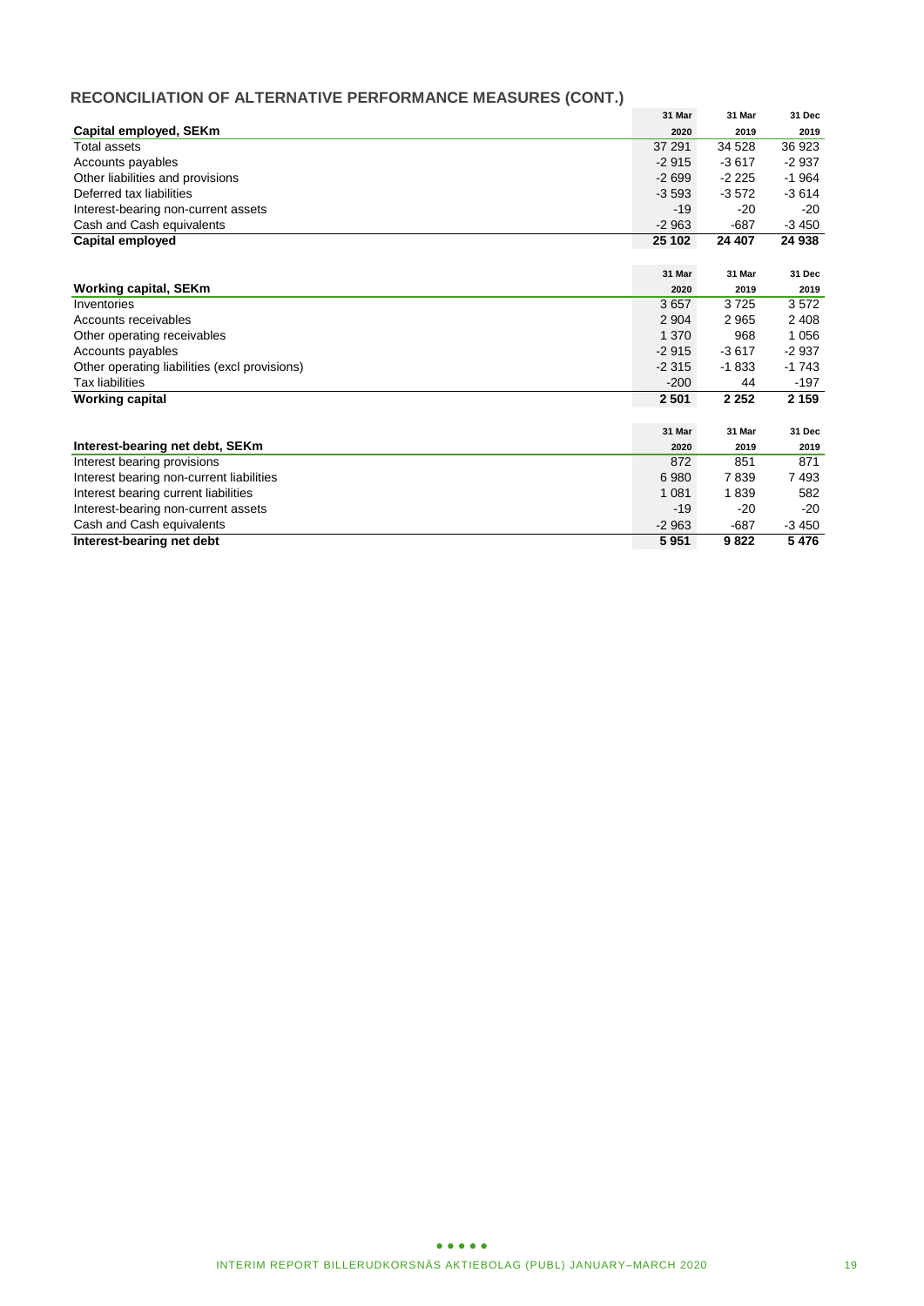## RECONCILIATION OF ALTERNATIVE PERFORMANCE MEASURES (CONT.)

| Capital employed, SEKm | 31 Mar 2020 | 31 Mar 2019 | 31 Dec 2019 |
|---|---|---|---|
| Total assets | 37 291 | 34 528 | 36 923 |
| Accounts payables | -2 915 | -3 617 | -2 937 |
| Other liabilities and provisions | -2 699 | -2 225 | -1 964 |
| Deferred tax liabilities | -3 593 | -3 572 | -3 614 |
| Interest-bearing non-current assets | -19 | -20 | -20 |
| Cash and Cash equivalents | -2 963 | -687 | -3 450 |
| **Capital employed** | **25 102** | **24 407** | **24 938** |

| Working capital, SEKm | 31 Mar 2020 | 31 Mar 2019 | 31 Dec 2019 |
|---|---|---|---|
| Inventories | 3 657 | 3 725 | 3 572 |
| Accounts receivables | 2 904 | 2 965 | 2 408 |
| Other operating receivables | 1 370 | 968 | 1 056 |
| Accounts payables | -2 915 | -3 617 | -2 937 |
| Other operating liabilities (excl provisions) | -2 315 | -1 833 | -1 743 |
| Tax liabilities | -200 | 44 | -197 |
| **Working capital** | **2 501** | **2 252** | **2 159** |

| Interest-bearing net debt, SEKm | 31 Mar 2020 | 31 Mar 2019 | 31 Dec 2019 |
|---|---|---|---|
| Interest bearing provisions | 872 | 851 | 871 |
| Interest bearing non-current liabilities | 6 980 | 7 839 | 7 493 |
| Interest bearing current liabilities | 1 081 | 1 839 | 582 |
| Interest-bearing non-current assets | -19 | -20 | -20 |
| Cash and Cash equivalents | -2 963 | -687 | -3 450 |
| **Interest-bearing net debt** | **5 951** | **9 822** | **5 476** |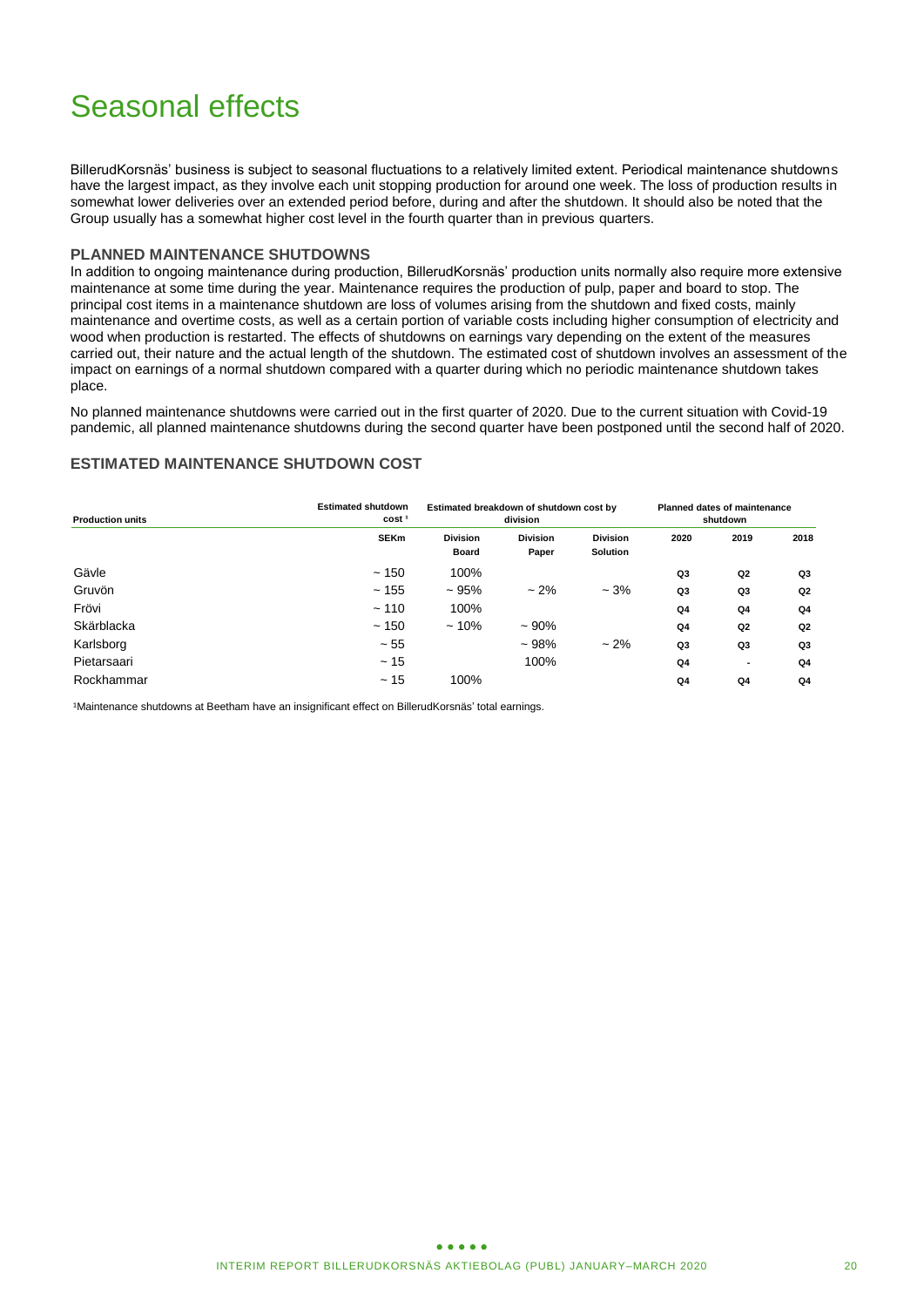# Seasonal effects

BillerudKorsnäs' business is subject to seasonal fluctuations to a relatively limited extent. Periodical maintenance shutdowns have the largest impact, as they involve each unit stopping production for around one week. The loss of production results in somewhat lower deliveries over an extended period before, during and after the shutdown. It should also be noted that the Group usually has a somewhat higher cost level in the fourth quarter than in previous quarters.

### PLANNED MAINTENANCE SHUTDOWNS

In addition to ongoing maintenance during production, BillerudKorsnäs' production units normally also require more extensive maintenance at some time during the year. Maintenance requires the production of pulp, paper and board to stop. The principal cost items in a maintenance shutdown are loss of volumes arising from the shutdown and fixed costs, mainly maintenance and overtime costs, as well as a certain portion of variable costs including higher consumption of electricity and wood when production is restarted. The effects of shutdowns on earnings vary depending on the extent of the measures carried out, their nature and the actual length of the shutdown. The estimated cost of shutdown involves an assessment of the impact on earnings of a normal shutdown compared with a quarter during which no periodic maintenance shutdown takes place.

No planned maintenance shutdowns were carried out in the first quarter of 2020. Due to the current situation with Covid-19 pandemic, all planned maintenance shutdowns during the second quarter have been postponed until the second half of 2020.

### ESTIMATED MAINTENANCE SHUTDOWN COST

| Production units | Estimated shutdown cost [1] | Estimated breakdown of shutdown cost by division | | | Planned dates of maintenance shutdown | | |
|---|---|---|---|---|---|---|---|
| | SEKm | Division Board | Division Paper | Division Solution | 2020 | 2019 | 2018 |
| Gävle | ~ 150 | 100% | | | Q3 | Q2 | Q3 |
| Gruvön | ~ 155 | ~ 95% | ~ 2% | ~ 3% | Q3 | Q3 | Q2 |
| Frövi | ~ 110 | 100% | | | Q4 | Q4 | Q4 |
| Skärblacka | ~ 150 | ~ 10% | ~ 90% | | Q4 | Q2 | Q2 |
| Karlsborg | ~ 55 | | ~ 98% | ~ 2% | Q3 | Q3 | Q3 |
| Pietarsaari | ~ 15 | | 100% | | Q4 | - | Q4 |
| Rockhammar | ~ 15 | 100% | | | Q4 | Q4 | Q4 |

[1]Maintenance shutdowns at Beetham have an insignificant effect on BillerudKorsnäs' total earnings.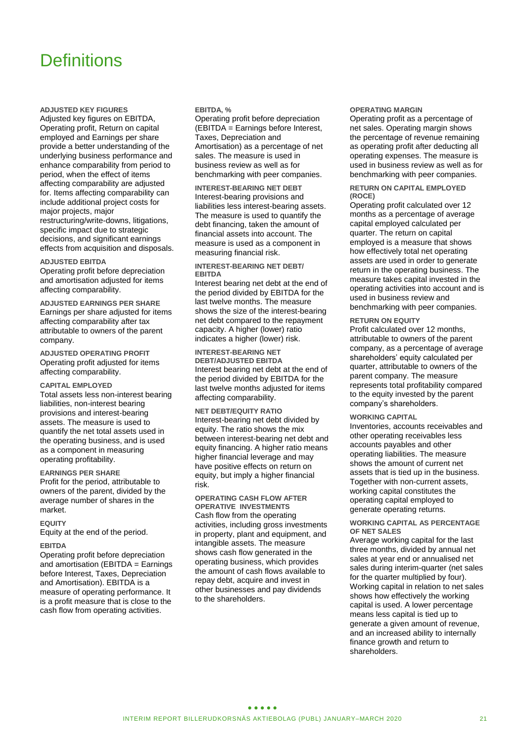# Definitions

### ADJUSTED KEY FIGURES

Adjusted key figures on EBITDA, Operating profit, Return on capital employed and Earnings per share provide a better understanding of the underlying business performance and enhance comparability from period to period, when the effect of items affecting comparability are adjusted for. Items affecting comparability can include additional project costs for major projects, major restructuring/write-downs, litigations, specific impact due to strategic decisions, and significant earnings effects from acquisition and disposals.

### ADJUSTED EBITDA

Operating profit before depreciation and amortisation adjusted for items affecting comparability.

### ADJUSTED EARNINGS PER SHARE

Earnings per share adjusted for items affecting comparability after tax attributable to owners of the parent company.

### ADJUSTED OPERATING PROFIT

Operating profit adjusted for items affecting comparability.

### CAPITAL EMPLOYED

Total assets less non-interest bearing liabilities, non-interest bearing provisions and interest-bearing assets. The measure is used to quantify the net total assets used in the operating business, and is used as a component in measuring operating profitability.

### EARNINGS PER SHARE

Profit for the period, attributable to owners of the parent, divided by the average number of shares in the market.

### EQUITY

Equity at the end of the period.

### EBITDA

Operating profit before depreciation and amortisation (EBITDA = Earnings before Interest, Taxes, Depreciation and Amortisation). EBITDA is a measure of operating performance. It is a profit measure that is close to the cash flow from operating activities.

### EBITDA, %

Operating profit before depreciation (EBITDA = Earnings before Interest, Taxes, Depreciation and Amortisation) as a percentage of net sales. The measure is used in business review as well as for benchmarking with peer companies.

### INTEREST-BEARING NET DEBT

Interest-bearing provisions and liabilities less interest-bearing assets. The measure is used to quantify the debt financing, taken the amount of financial assets into account. The measure is used as a component in measuring financial risk.

### INTEREST-BEARING NET DEBT/ EBITDA

Interest bearing net debt at the end of the period divided by EBITDA for the last twelve months. The measure shows the size of the interest-bearing net debt compared to the repayment capacity. A higher (lower) ratio indicates a higher (lower) risk.

### INTEREST-BEARING NET DEBT/ADJUSTED EBITDA

Interest bearing net debt at the end of the period divided by EBITDA for the last twelve months adjusted for items affecting comparability.

### NET DEBT/EQUITY RATIO

Interest-bearing net debt divided by equity. The ratio shows the mix between interest-bearing net debt and equity financing. A higher ratio means higher financial leverage and may have positive effects on return on equity, but imply a higher financial risk.

### OPERATING CASH FLOW AFTER OPERATIVE INVESTMENTS

Cash flow from the operating activities, including gross investments in property, plant and equipment, and intangible assets. The measure shows cash flow generated in the operating business, which provides the amount of cash flows available to repay debt, acquire and invest in other businesses and pay dividends to the shareholders.

### OPERATING MARGIN

Operating profit as a percentage of net sales. Operating margin shows the percentage of revenue remaining as operating profit after deducting all operating expenses. The measure is used in business review as well as for benchmarking with peer companies.

### RETURN ON CAPITAL EMPLOYED (ROCE)

Operating profit calculated over 12 months as a percentage of average capital employed calculated per quarter. The return on capital employed is a measure that shows how effectively total net operating assets are used in order to generate return in the operating business. The measure takes capital invested in the operating activities into account and is used in business review and benchmarking with peer companies.

### RETURN ON EQUITY

Profit calculated over 12 months, attributable to owners of the parent company, as a percentage of average shareholders' equity calculated per quarter, attributable to owners of the parent company. The measure represents total profitability compared to the equity invested by the parent company's shareholders.

### WORKING CAPITAL

Inventories, accounts receivables and other operating receivables less accounts payables and other operating liabilities. The measure shows the amount of current net assets that is tied up in the business. Together with non-current assets, working capital constitutes the operating capital employed to generate operating returns.

### WORKING CAPITAL AS PERCENTAGE OF NET SALES

Average working capital for the last three months, divided by annual net sales at year end or annualised net sales during interim-quarter (net sales for the quarter multiplied by four). Working capital in relation to net sales shows how effectively the working capital is used. A lower percentage means less capital is tied up to generate a given amount of revenue, and an increased ability to internally finance growth and return to shareholders.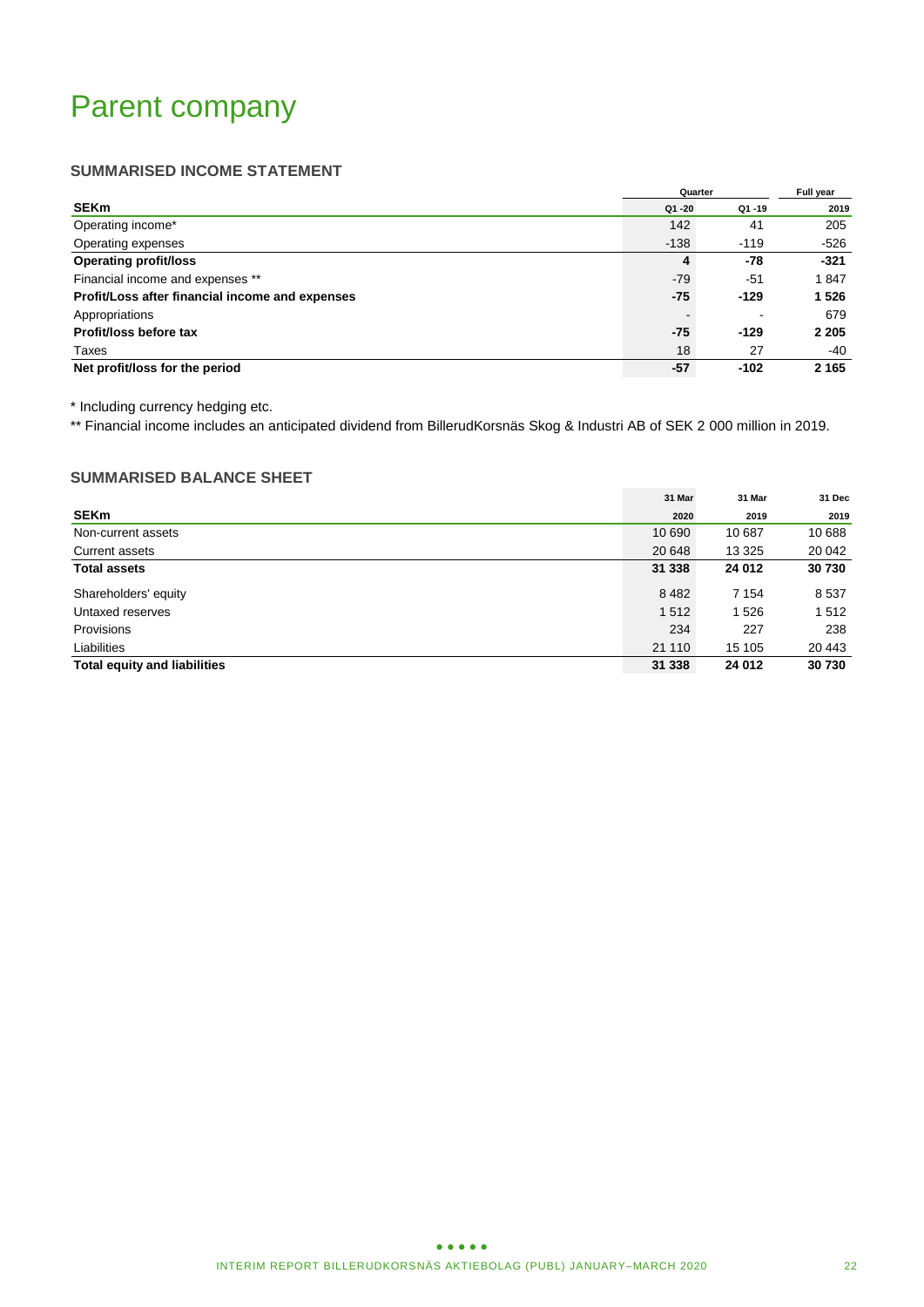# Parent company

### SUMMARISED INCOME STATEMENT

| | Quarter | | Full year |
|---|---|---|---|
| **SEKm** | **Q1 -20** | **Q1 -19** | **2019** |
| Operating income* | 142 | 41 | 205 |
| Operating expenses | -138 | -119 | -526 |
| **Operating profit/loss** | **4** | **-78** | **-321** |
| Financial income and expenses ** | -79 | -51 | 1 847 |
| **Profit/Loss after financial income and expenses** | **-75** | **-129** | **1 526** |
| Appropriations | - | - | 679 |
| **Profit/loss before tax** | **-75** | **-129** | **2 205** |
| Taxes | 18 | 27 | -40 |
| **Net profit/loss for the period** | **-57** | **-102** | **2 165** |

* Including currency hedging etc.

** Financial income includes an anticipated dividend from BillerudKorsnäs Skog & Industri AB of SEK 2 000 million in 2019.

### SUMMARISED BALANCE SHEET

| | 31 Mar | 31 Mar | 31 Dec |
|---|---|---|---|
| **SEKm** | **2020** | **2019** | **2019** |
| Non-current assets | 10 690 | 10 687 | 10 688 |
| Current assets | 20 648 | 13 325 | 20 042 |
| **Total assets** | **31 338** | **24 012** | **30 730** |
| Shareholders' equity | 8 482 | 7 154 | 8 537 |
| Untaxed reserves | 1 512 | 1 526 | 1 512 |
| Provisions | 234 | 227 | 238 |
| Liabilities | 21 110 | 15 105 | 20 443 |
| **Total equity and liabilities** | **31 338** | **24 012** | **30 730** |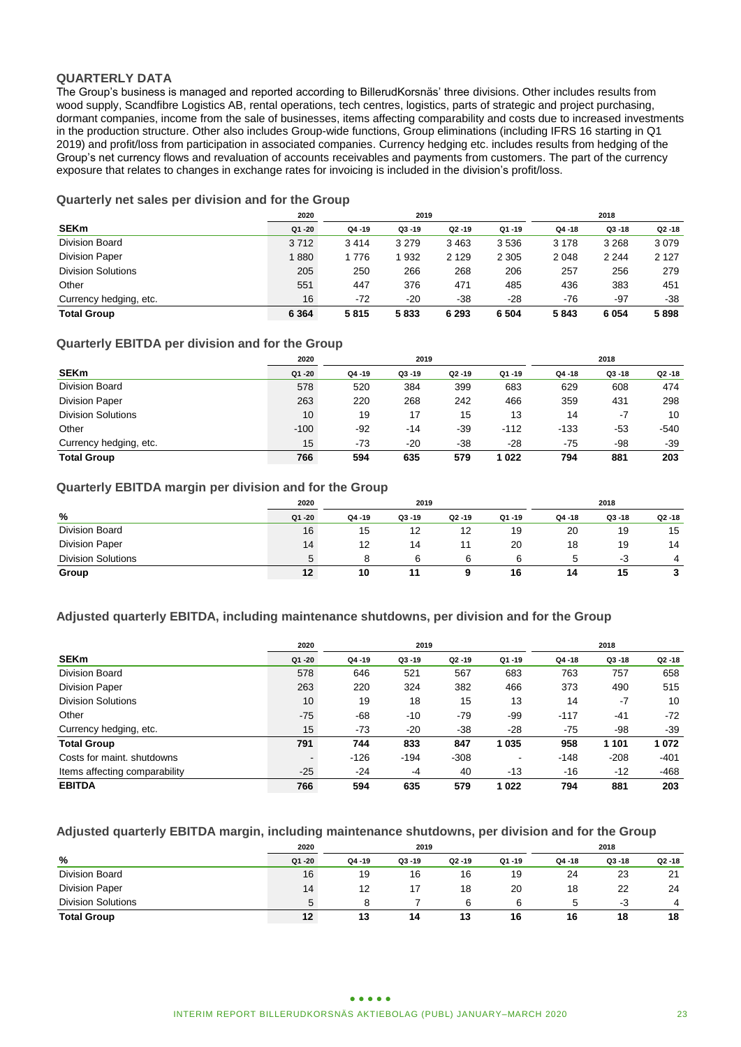## QUARTERLY DATA

The Group's business is managed and reported according to BillerudKorsnäs' three divisions. Other includes results from wood supply, Scandfibre Logistics AB, rental operations, tech centres, logistics, parts of strategic and project purchasing, dormant companies, income from the sale of businesses, items affecting comparability and costs due to increased investments in the production structure. Other also includes Group-wide functions, Group eliminations (including IFRS 16 starting in Q1 2019) and profit/loss from participation in associated companies. Currency hedging etc. includes results from hedging of the Group's net currency flows and revaluation of accounts receivables and payments from customers. The part of the currency exposure that relates to changes in exchange rates for invoicing is included in the division's profit/loss.

### Quarterly net sales per division and for the Group

| | 2020 | 2019 | | | | 2018 | | |
|---|---|---|---|---|---|---|---|---|
| **SEKm** | Q1 -20 | Q4 -19 | Q3 -19 | Q2 -19 | Q1 -19 | Q4 -18 | Q3 -18 | Q2 -18 |
| Division Board | 3 712 | 3 414 | 3 279 | 3 463 | 3 536 | 3 178 | 3 268 | 3 079 |
| Division Paper | 1 880 | 1 776 | 1 932 | 2 129 | 2 305 | 2 048 | 2 244 | 2 127 |
| Division Solutions | 205 | 250 | 266 | 268 | 206 | 257 | 256 | 279 |
| Other | 551 | 447 | 376 | 471 | 485 | 436 | 383 | 451 |
| Currency hedging, etc. | 16 | -72 | -20 | -38 | -28 | -76 | -97 | -38 |
| **Total Group** | **6 364** | **5 815** | **5 833** | **6 293** | **6 504** | **5 843** | **6 054** | **5 898** |

### Quarterly EBITDA per division and for the Group

| | 2020 | 2019 | | | | 2018 | | |
|---|---|---|---|---|---|---|---|---|
| **SEKm** | Q1 -20 | Q4 -19 | Q3 -19 | Q2 -19 | Q1 -19 | Q4 -18 | Q3 -18 | Q2 -18 |
| Division Board | 578 | 520 | 384 | 399 | 683 | 629 | 608 | 474 |
| Division Paper | 263 | 220 | 268 | 242 | 466 | 359 | 431 | 298 |
| Division Solutions | 10 | 19 | 17 | 15 | 13 | 14 | -7 | 10 |
| Other | -100 | -92 | -14 | -39 | -112 | -133 | -53 | -540 |
| Currency hedging, etc. | 15 | -73 | -20 | -38 | -28 | -75 | -98 | -39 |
| **Total Group** | **766** | **594** | **635** | **579** | **1 022** | **794** | **881** | **203** |

### Quarterly EBITDA margin per division and for the Group

| | 2020 | 2019 | | | | 2018 | | |
|---|---|---|---|---|---|---|---|---|
| **%** | Q1 -20 | Q4 -19 | Q3 -19 | Q2 -19 | Q1 -19 | Q4 -18 | Q3 -18 | Q2 -18 |
| Division Board | 16 | 15 | 12 | 12 | 19 | 20 | 19 | 15 |
| Division Paper | 14 | 12 | 14 | 11 | 20 | 18 | 19 | 14 |
| Division Solutions | 5 | 8 | 6 | 6 | 6 | 5 | -3 | 4 |
| **Group** | **12** | **10** | **11** | **9** | **16** | **14** | **15** | **3** |

### Adjusted quarterly EBITDA, including maintenance shutdowns, per division and for the Group

| | 2020 | 2019 | | | | 2018 | | |
|---|---|---|---|---|---|---|---|---|
| **SEKm** | Q1 -20 | Q4 -19 | Q3 -19 | Q2 -19 | Q1 -19 | Q4 -18 | Q3 -18 | Q2 -18 |
| Division Board | 578 | 646 | 521 | 567 | 683 | 763 | 757 | 658 |
| Division Paper | 263 | 220 | 324 | 382 | 466 | 373 | 490 | 515 |
| Division Solutions | 10 | 19 | 18 | 15 | 13 | 14 | -7 | 10 |
| Other | -75 | -68 | -10 | -79 | -99 | -117 | -41 | -72 |
| Currency hedging, etc. | 15 | -73 | -20 | -38 | -28 | -75 | -98 | -39 |
| **Total Group** | **791** | **744** | **833** | **847** | **1 035** | **958** | **1 101** | **1 072** |
| Costs for maint. shutdowns | - | -126 | -194 | -308 | - | -148 | -208 | -401 |
| Items affecting comparability | -25 | -24 | -4 | 40 | -13 | -16 | -12 | -468 |
| **EBITDA** | **766** | **594** | **635** | **579** | **1 022** | **794** | **881** | **203** |

### Adjusted quarterly EBITDA margin, including maintenance shutdowns, per division and for the Group

| | 2020 | 2019 | | | | 2018 | | |
|---|---|---|---|---|---|---|---|---|
| **%** | Q1 -20 | Q4 -19 | Q3 -19 | Q2 -19 | Q1 -19 | Q4 -18 | Q3 -18 | Q2 -18 |
| Division Board | 16 | 19 | 16 | 16 | 19 | 24 | 23 | 21 |
| Division Paper | 14 | 12 | 17 | 18 | 20 | 18 | 22 | 24 |
| Division Solutions | 5 | 8 | 7 | 6 | 6 | 5 | -3 | 4 |
| **Total Group** | **12** | **13** | **14** | **13** | **16** | **16** | **18** | **18** |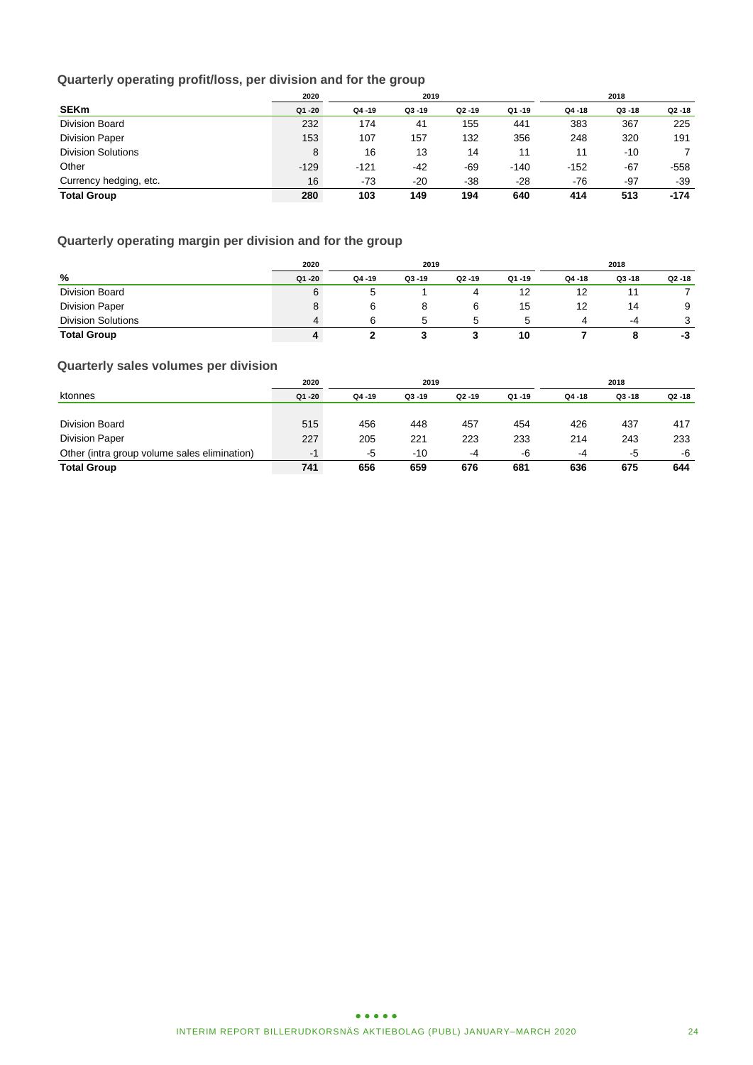### Quarterly operating profit/loss, per division and for the group

| | 2020 | 2019 | | | | 2018 | | |
|---|---|---|---|---|---|---|---|---|
| **SEKm** | Q1 -20 | Q4 -19 | Q3 -19 | Q2 -19 | Q1 -19 | Q4 -18 | Q3 -18 | Q2 -18 |
| Division Board | 232 | 174 | 41 | 155 | 441 | 383 | 367 | 225 |
| Division Paper | 153 | 107 | 157 | 132 | 356 | 248 | 320 | 191 |
| Division Solutions | 8 | 16 | 13 | 14 | 11 | 11 | -10 | 7 |
| Other | -129 | -121 | -42 | -69 | -140 | -152 | -67 | -558 |
| Currency hedging, etc. | 16 | -73 | -20 | -38 | -28 | -76 | -97 | -39 |
| **Total Group** | **280** | **103** | **149** | **194** | **640** | **414** | **513** | **-174** |

### Quarterly operating margin per division and for the group

| | 2020 | 2019 | | | | 2018 | | |
|---|---|---|---|---|---|---|---|---|
| **%** | Q1 -20 | Q4 -19 | Q3 -19 | Q2 -19 | Q1 -19 | Q4 -18 | Q3 -18 | Q2 -18 |
| Division Board | 6 | 5 | 1 | 4 | 12 | 12 | 11 | 7 |
| Division Paper | 8 | 6 | 8 | 6 | 15 | 12 | 14 | 9 |
| Division Solutions | 4 | 6 | 5 | 5 | 5 | 4 | -4 | 3 |
| **Total Group** | **4** | **2** | **3** | **3** | **10** | **7** | **8** | **-3** |

### Quarterly sales volumes per division

| | 2020 | 2019 | | | | 2018 | | |
|---|---|---|---|---|---|---|---|---|
| ktonnes | Q1 -20 | Q4 -19 | Q3 -19 | Q2 -19 | Q1 -19 | Q4 -18 | Q3 -18 | Q2 -18 |
| Division Board | 515 | 456 | 448 | 457 | 454 | 426 | 437 | 417 |
| Division Paper | 227 | 205 | 221 | 223 | 233 | 214 | 243 | 233 |
| Other (intra group volume sales elimination) | -1 | -5 | -10 | -4 | -6 | -4 | -5 | -6 |
| **Total Group** | **741** | **656** | **659** | **676** | **681** | **636** | **675** | **644** |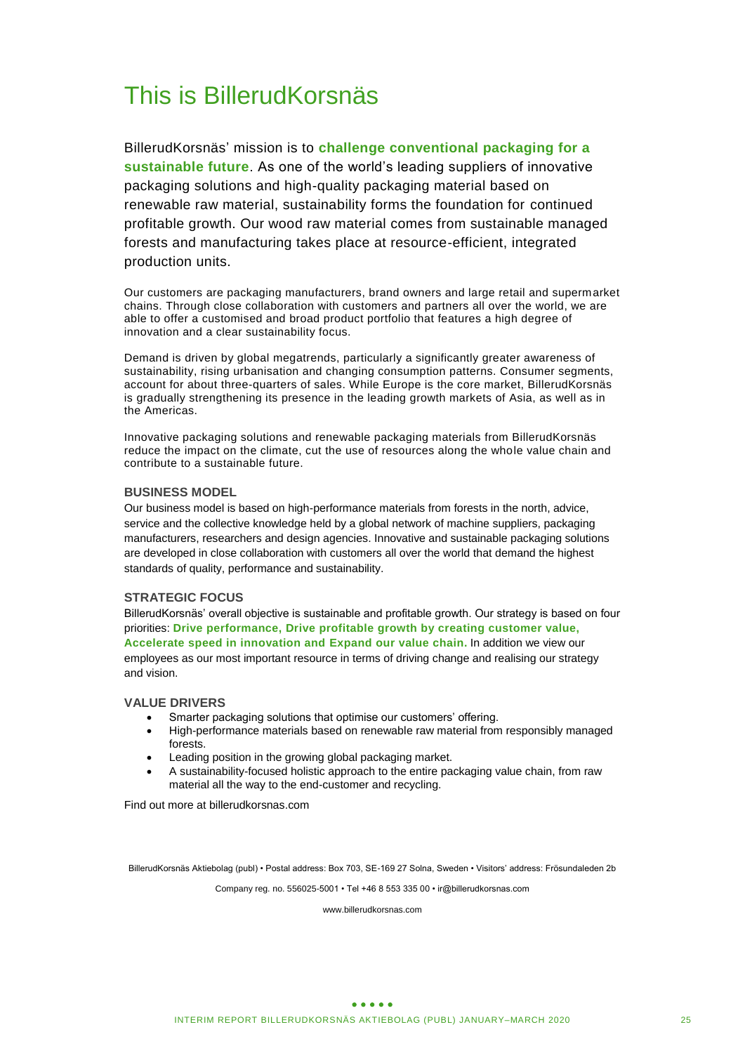# This is BillerudKorsnäs

BillerudKorsnäs' mission is to **challenge conventional packaging for a sustainable future**. As one of the world's leading suppliers of innovative packaging solutions and high-quality packaging material based on renewable raw material, sustainability forms the foundation for continued profitable growth. Our wood raw material comes from sustainable managed forests and manufacturing takes place at resource-efficient, integrated production units.

Our customers are packaging manufacturers, brand owners and large retail and supermarket chains. Through close collaboration with customers and partners all over the world, we are able to offer a customised and broad product portfolio that features a high degree of innovation and a clear sustainability focus.

Demand is driven by global megatrends, particularly a significantly greater awareness of sustainability, rising urbanisation and changing consumption patterns. Consumer segments, account for about three-quarters of sales. While Europe is the core market, BillerudKorsnäs is gradually strengthening its presence in the leading growth markets of Asia, as well as in the Americas.

Innovative packaging solutions and renewable packaging materials from BillerudKorsnäs reduce the impact on the climate, cut the use of resources along the whole value chain and contribute to a sustainable future.

## BUSINESS MODEL

Our business model is based on high-performance materials from forests in the north, advice, service and the collective knowledge held by a global network of machine suppliers, packaging manufacturers, researchers and design agencies. Innovative and sustainable packaging solutions are developed in close collaboration with customers all over the world that demand the highest standards of quality, performance and sustainability.

## STRATEGIC FOCUS

BillerudKorsnäs' overall objective is sustainable and profitable growth. Our strategy is based on four priorities: **Drive performance, Drive profitable growth by creating customer value, Accelerate speed in innovation and Expand our value chain.** In addition we view our employees as our most important resource in terms of driving change and realising our strategy and vision.

## VALUE DRIVERS

- Smarter packaging solutions that optimise our customers' offering.
- High-performance materials based on renewable raw material from responsibly managed forests.
- Leading position in the growing global packaging market.
- A sustainability-focused holistic approach to the entire packaging value chain, from raw material all the way to the end-customer and recycling.

Find out more at billerudkorsnas.com

BillerudKorsnäs Aktiebolag (publ) • Postal address: Box 703, SE-169 27 Solna, Sweden • Visitors' address: Frösundaleden 2b

Company reg. no. 556025-5001 • Tel +46 8 553 335 00 • ir@billerudkorsnas.com

www.billerudkorsnas.com